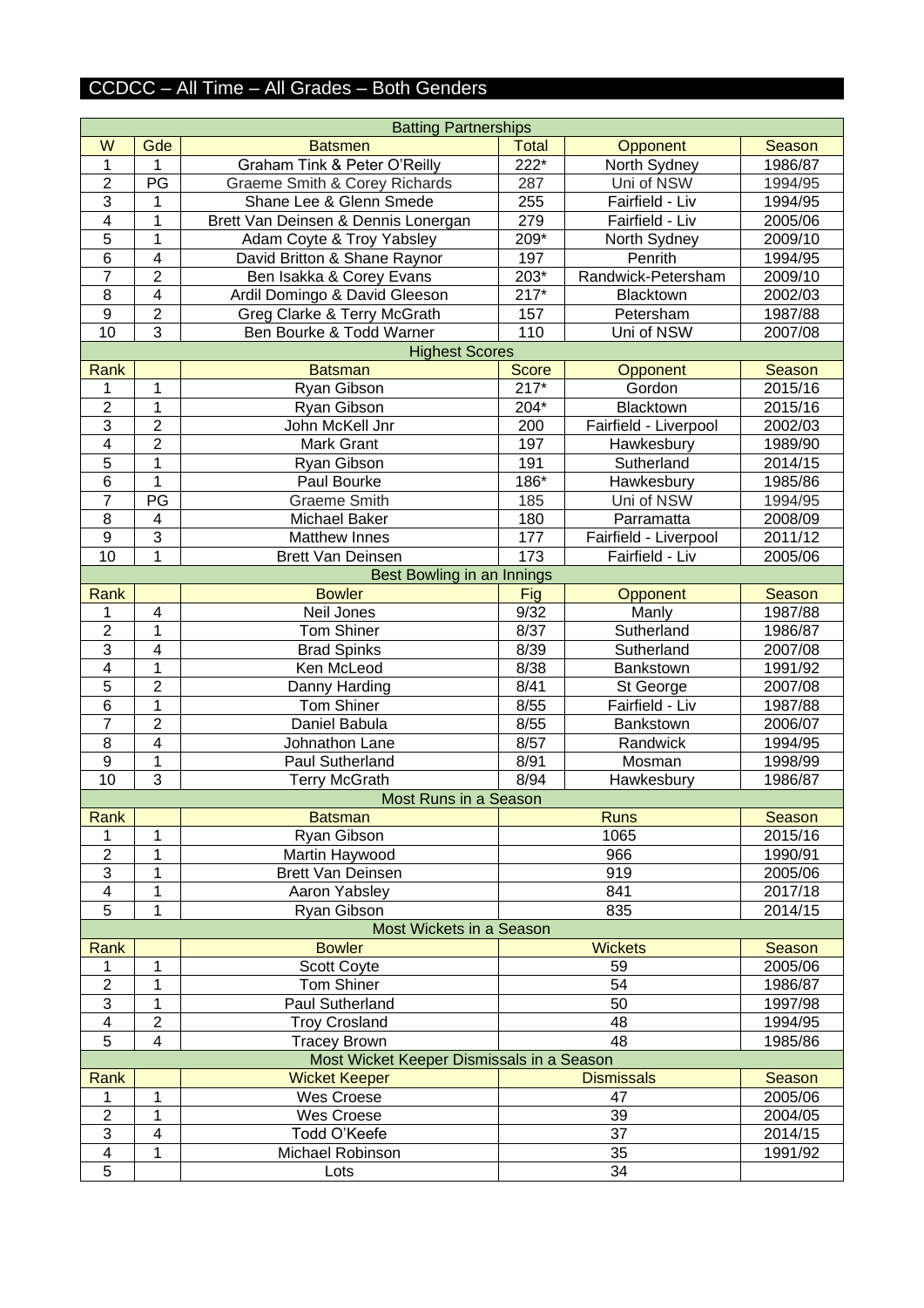# CCDCC – All Time – All Grades – Both Genders

| Batting Partnerships | | | | | |
|---|---|---|---|---|---|
| W | Gde | Batsmen | Total | Opponent | Season |
| 1 | 1 | Graham Tink & Peter O'Reilly | 222* | North Sydney | 1986/87 |
| 2 | PG | Graeme Smith & Corey Richards | 287 | Uni of NSW | 1994/95 |
| 3 | 1 | Shane Lee & Glenn Smede | 255 | Fairfield - Liv | 1994/95 |
| 4 | 1 | Brett Van Deinsen & Dennis Lonergan | 279 | Fairfield - Liv | 2005/06 |
| 5 | 1 | Adam Coyte & Troy Yabsley | 209* | North Sydney | 2009/10 |
| 6 | 4 | David Britton & Shane Raynor | 197 | Penrith | 1994/95 |
| 7 | 2 | Ben Isakka & Corey Evans | 203* | Randwick-Petersham | 2009/10 |
| 8 | 4 | Ardil Domingo & David Gleeson | 217* | Blacktown | 2002/03 |
| 9 | 2 | Greg Clarke & Terry McGrath | 157 | Petersham | 1987/88 |
| 10 | 3 | Ben Bourke & Todd Warner | 110 | Uni of NSW | 2007/08 |

| Highest Scores | | | | | |
|---|---|---|---|---|---|
| Rank | | Batsman | Score | Opponent | Season |
| 1 | 1 | Ryan Gibson | 217* | Gordon | 2015/16 |
| 2 | 1 | Ryan Gibson | 204* | Blacktown | 2015/16 |
| 3 | 2 | John McKell Jnr | 200 | Fairfield - Liverpool | 2002/03 |
| 4 | 2 | Mark Grant | 197 | Hawkesbury | 1989/90 |
| 5 | 1 | Ryan Gibson | 191 | Sutherland | 2014/15 |
| 6 | 1 | Paul Bourke | 186* | Hawkesbury | 1985/86 |
| 7 | PG | Graeme Smith | 185 | Uni of NSW | 1994/95 |
| 8 | 4 | Michael Baker | 180 | Parramatta | 2008/09 |
| 9 | 3 | Matthew Innes | 177 | Fairfield - Liverpool | 2011/12 |
| 10 | 1 | Brett Van Deinsen | 173 | Fairfield - Liv | 2005/06 |

| Best Bowling in an Innings | | | | | |
|---|---|---|---|---|---|
| Rank | | Bowler | Fig | Opponent | Season |
| 1 | 4 | Neil Jones | 9/32 | Manly | 1987/88 |
| 2 | 1 | Tom Shiner | 8/37 | Sutherland | 1986/87 |
| 3 | 4 | Brad Spinks | 8/39 | Sutherland | 2007/08 |
| 4 | 1 | Ken McLeod | 8/38 | Bankstown | 1991/92 |
| 5 | 2 | Danny Harding | 8/41 | St George | 2007/08 |
| 6 | 1 | Tom Shiner | 8/55 | Fairfield - Liv | 1987/88 |
| 7 | 2 | Daniel Babula | 8/55 | Bankstown | 2006/07 |
| 8 | 4 | Johnathon Lane | 8/57 | Randwick | 1994/95 |
| 9 | 1 | Paul Sutherland | 8/91 | Mosman | 1998/99 |
| 10 | 3 | Terry McGrath | 8/94 | Hawkesbury | 1986/87 |

| Most Runs in a Season | | | | |
|---|---|---|---|---|
| Rank | | Batsman | Runs | Season |
| 1 | 1 | Ryan Gibson | 1065 | 2015/16 |
| 2 | 1 | Martin Haywood | 966 | 1990/91 |
| 3 | 1 | Brett Van Deinsen | 919 | 2005/06 |
| 4 | 1 | Aaron Yabsley | 841 | 2017/18 |
| 5 | 1 | Ryan Gibson | 835 | 2014/15 |

| Most Wickets in a Season | | | | |
|---|---|---|---|---|
| Rank | | Bowler | Wickets | Season |
| 1 | 1 | Scott Coyte | 59 | 2005/06 |
| 2 | 1 | Tom Shiner | 54 | 1986/87 |
| 3 | 1 | Paul Sutherland | 50 | 1997/98 |
| 4 | 2 | Troy Crosland | 48 | 1994/95 |
| 5 | 4 | Tracey Brown | 48 | 1985/86 |

| Most Wicket Keeper Dismissals in a Season | | | | |
|---|---|---|---|---|
| Rank | | Wicket Keeper | Dismissals | Season |
| 1 | 1 | Wes Croese | 47 | 2005/06 |
| 2 | 1 | Wes Croese | 39 | 2004/05 |
| 3 | 4 | Todd O'Keefe | 37 | 2014/15 |
| 4 | 1 | Michael Robinson | 35 | 1991/92 |
| 5 | | Lots | 34 | |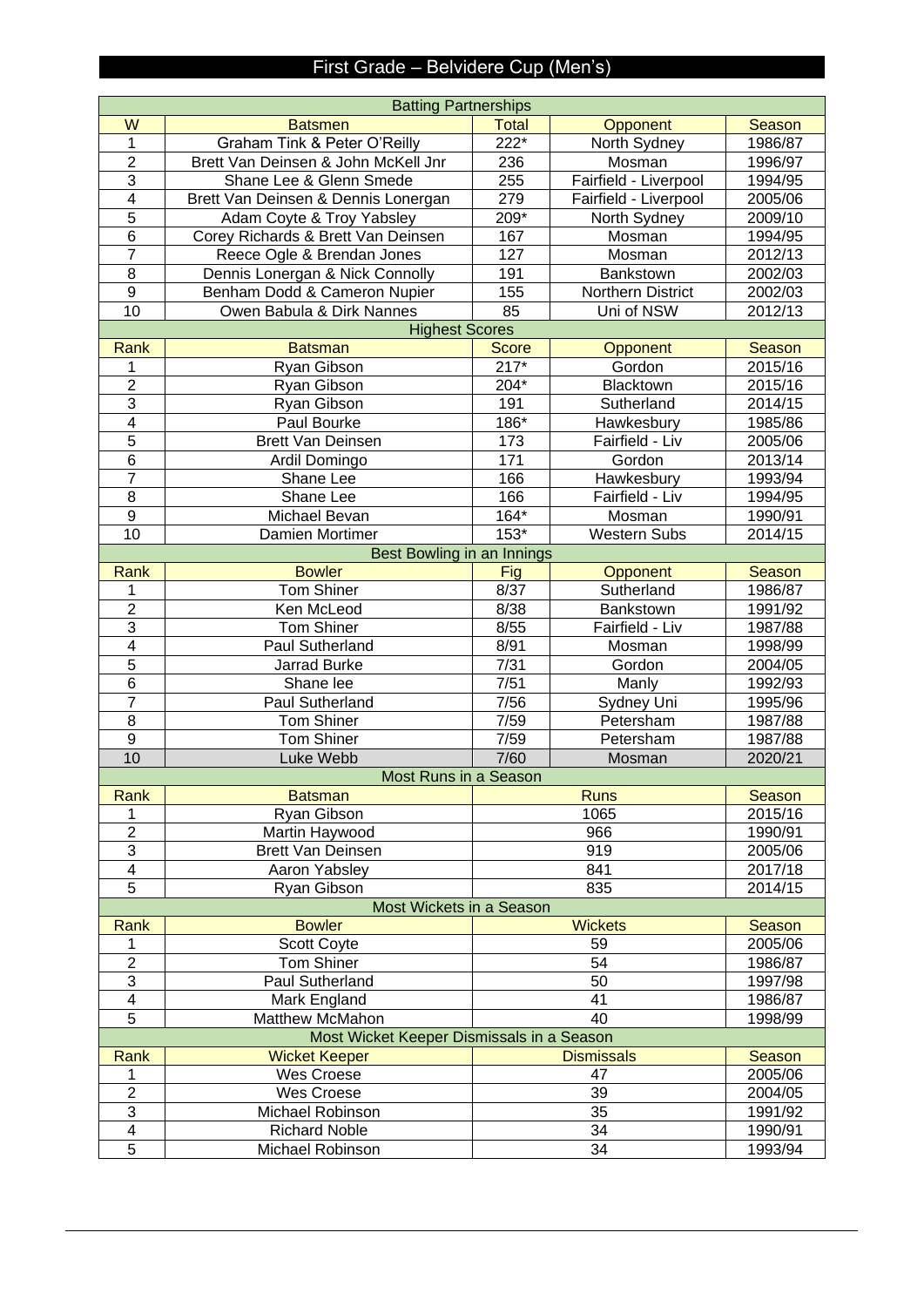# First Grade – Belvidere Cup (Men's)

## Batting Partnerships

| W | Batsmen | Total | Opponent | Season |
|---|---|---|---|---|
| 1 | Graham Tink & Peter O'Reilly | 222* | North Sydney | 1986/87 |
| 2 | Brett Van Deinsen & John McKell Jnr | 236 | Mosman | 1996/97 |
| 3 | Shane Lee & Glenn Smede | 255 | Fairfield - Liverpool | 1994/95 |
| 4 | Brett Van Deinsen & Dennis Lonergan | 279 | Fairfield - Liverpool | 2005/06 |
| 5 | Adam Coyte & Troy Yabsley | 209* | North Sydney | 2009/10 |
| 6 | Corey Richards & Brett Van Deinsen | 167 | Mosman | 1994/95 |
| 7 | Reece Ogle & Brendan Jones | 127 | Mosman | 2012/13 |
| 8 | Dennis Lonergan & Nick Connolly | 191 | Bankstown | 2002/03 |
| 9 | Benham Dodd & Cameron Nupier | 155 | Northern District | 2002/03 |
| 10 | Owen Babula & Dirk Nannes | 85 | Uni of NSW | 2012/13 |

## Highest Scores

| Rank | Batsman | Score | Opponent | Season |
|---|---|---|---|---|
| 1 | Ryan Gibson | 217* | Gordon | 2015/16 |
| 2 | Ryan Gibson | 204* | Blacktown | 2015/16 |
| 3 | Ryan Gibson | 191 | Sutherland | 2014/15 |
| 4 | Paul Bourke | 186* | Hawkesbury | 1985/86 |
| 5 | Brett Van Deinsen | 173 | Fairfield - Liv | 2005/06 |
| 6 | Ardil Domingo | 171 | Gordon | 2013/14 |
| 7 | Shane Lee | 166 | Hawkesbury | 1993/94 |
| 8 | Shane Lee | 166 | Fairfield - Liv | 1994/95 |
| 9 | Michael Bevan | 164* | Mosman | 1990/91 |
| 10 | Damien Mortimer | 153* | Western Subs | 2014/15 |

## Best Bowling in an Innings

| Rank | Bowler | Fig | Opponent | Season |
|---|---|---|---|---|
| 1 | Tom Shiner | 8/37 | Sutherland | 1986/87 |
| 2 | Ken McLeod | 8/38 | Bankstown | 1991/92 |
| 3 | Tom Shiner | 8/55 | Fairfield - Liv | 1987/88 |
| 4 | Paul Sutherland | 8/91 | Mosman | 1998/99 |
| 5 | Jarrad Burke | 7/31 | Gordon | 2004/05 |
| 6 | Shane lee | 7/51 | Manly | 1992/93 |
| 7 | Paul Sutherland | 7/56 | Sydney Uni | 1995/96 |
| 8 | Tom Shiner | 7/59 | Petersham | 1987/88 |
| 9 | Tom Shiner | 7/59 | Petersham | 1987/88 |
| 10 | Luke Webb | 7/60 | Mosman | 2020/21 |

## Most Runs in a Season

| Rank | Batsman | Runs | Season |
|---|---|---|---|
| 1 | Ryan Gibson | 1065 | 2015/16 |
| 2 | Martin Haywood | 966 | 1990/91 |
| 3 | Brett Van Deinsen | 919 | 2005/06 |
| 4 | Aaron Yabsley | 841 | 2017/18 |
| 5 | Ryan Gibson | 835 | 2014/15 |

## Most Wickets in a Season

| Rank | Bowler | Wickets | Season |
|---|---|---|---|
| 1 | Scott Coyte | 59 | 2005/06 |
| 2 | Tom Shiner | 54 | 1986/87 |
| 3 | Paul Sutherland | 50 | 1997/98 |
| 4 | Mark England | 41 | 1986/87 |
| 5 | Matthew McMahon | 40 | 1998/99 |

## Most Wicket Keeper Dismissals in a Season

| Rank | Wicket Keeper | Dismissals | Season |
|---|---|---|---|
| 1 | Wes Croese | 47 | 2005/06 |
| 2 | Wes Croese | 39 | 2004/05 |
| 3 | Michael Robinson | 35 | 1991/92 |
| 4 | Richard Noble | 34 | 1990/91 |
| 5 | Michael Robinson | 34 | 1993/94 |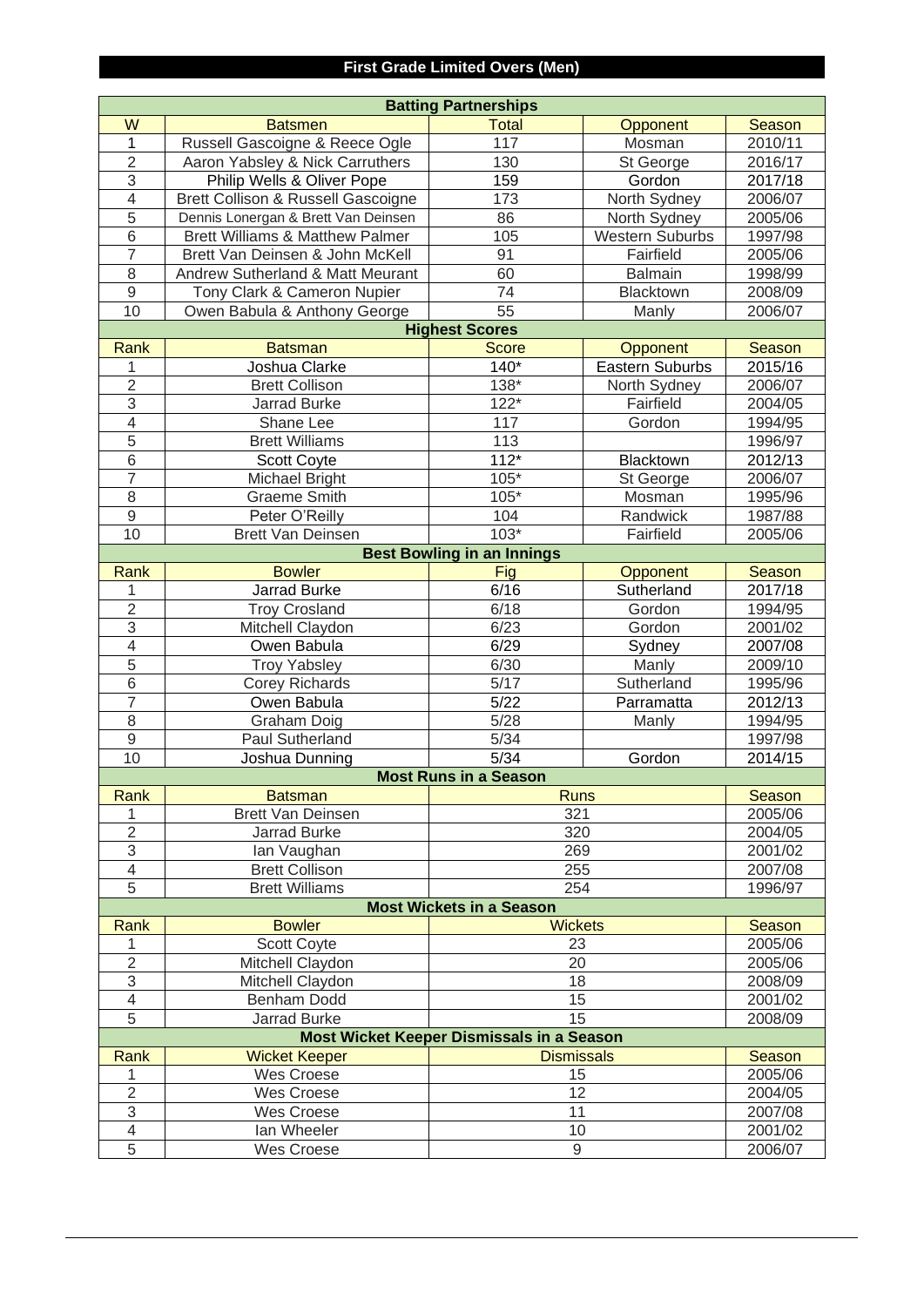# First Grade Limited Overs (Men)

**Batting Partnerships**

| W | Batsmen | Total | Opponent | Season |
|---|---|---|---|---|
| 1 | Russell Gascoigne & Reece Ogle | 117 | Mosman | 2010/11 |
| 2 | Aaron Yabsley & Nick Carruthers | 130 | St George | 2016/17 |
| 3 | Philip Wells & Oliver Pope | 159 | Gordon | 2017/18 |
| 4 | Brett Collison & Russell Gascoigne | 173 | North Sydney | 2006/07 |
| 5 | Dennis Lonergan & Brett Van Deinsen | 86 | North Sydney | 2005/06 |
| 6 | Brett Williams & Matthew Palmer | 105 | Western Suburbs | 1997/98 |
| 7 | Brett Van Deinsen & John McKell | 91 | Fairfield | 2005/06 |
| 8 | Andrew Sutherland & Matt Meurant | 60 | Balmain | 1998/99 |
| 9 | Tony Clark & Cameron Nupier | 74 | Blacktown | 2008/09 |
| 10 | Owen Babula & Anthony George | 55 | Manly | 2006/07 |

**Highest Scores**

| Rank | Batsman | Score | Opponent | Season |
|---|---|---|---|---|
| 1 | Joshua Clarke | 140* | Eastern Suburbs | 2015/16 |
| 2 | Brett Collison | 138* | North Sydney | 2006/07 |
| 3 | Jarrad Burke | 122* | Fairfield | 2004/05 |
| 4 | Shane Lee | 117 | Gordon | 1994/95 |
| 5 | Brett Williams | 113 | | 1996/97 |
| 6 | Scott Coyte | 112* | Blacktown | 2012/13 |
| 7 | Michael Bright | 105* | St George | 2006/07 |
| 8 | Graeme Smith | 105* | Mosman | 1995/96 |
| 9 | Peter O'Reilly | 104 | Randwick | 1987/88 |
| 10 | Brett Van Deinsen | 103* | Fairfield | 2005/06 |

**Best Bowling in an Innings**

| Rank | Bowler | Fig | Opponent | Season |
|---|---|---|---|---|
| 1 | Jarrad Burke | 6/16 | Sutherland | 2017/18 |
| 2 | Troy Crosland | 6/18 | Gordon | 1994/95 |
| 3 | Mitchell Claydon | 6/23 | Gordon | 2001/02 |
| 4 | Owen Babula | 6/29 | Sydney | 2007/08 |
| 5 | Troy Yabsley | 6/30 | Manly | 2009/10 |
| 6 | Corey Richards | 5/17 | Sutherland | 1995/96 |
| 7 | Owen Babula | 5/22 | Parramatta | 2012/13 |
| 8 | Graham Doig | 5/28 | Manly | 1994/95 |
| 9 | Paul Sutherland | 5/34 | | 1997/98 |
| 10 | Joshua Dunning | 5/34 | Gordon | 2014/15 |

**Most Runs in a Season**

| Rank | Batsman | Runs | Season |
|---|---|---|---|
| 1 | Brett Van Deinsen | 321 | 2005/06 |
| 2 | Jarrad Burke | 320 | 2004/05 |
| 3 | Ian Vaughan | 269 | 2001/02 |
| 4 | Brett Collison | 255 | 2007/08 |
| 5 | Brett Williams | 254 | 1996/97 |

**Most Wickets in a Season**

| Rank | Bowler | Wickets | Season |
|---|---|---|---|
| 1 | Scott Coyte | 23 | 2005/06 |
| 2 | Mitchell Claydon | 20 | 2005/06 |
| 3 | Mitchell Claydon | 18 | 2008/09 |
| 4 | Benham Dodd | 15 | 2001/02 |
| 5 | Jarrad Burke | 15 | 2008/09 |

**Most Wicket Keeper Dismissals in a Season**

| Rank | Wicket Keeper | Dismissals | Season |
|---|---|---|---|
| 1 | Wes Croese | 15 | 2005/06 |
| 2 | Wes Croese | 12 | 2004/05 |
| 3 | Wes Croese | 11 | 2007/08 |
| 4 | Ian Wheeler | 10 | 2001/02 |
| 5 | Wes Croese | 9 | 2006/07 |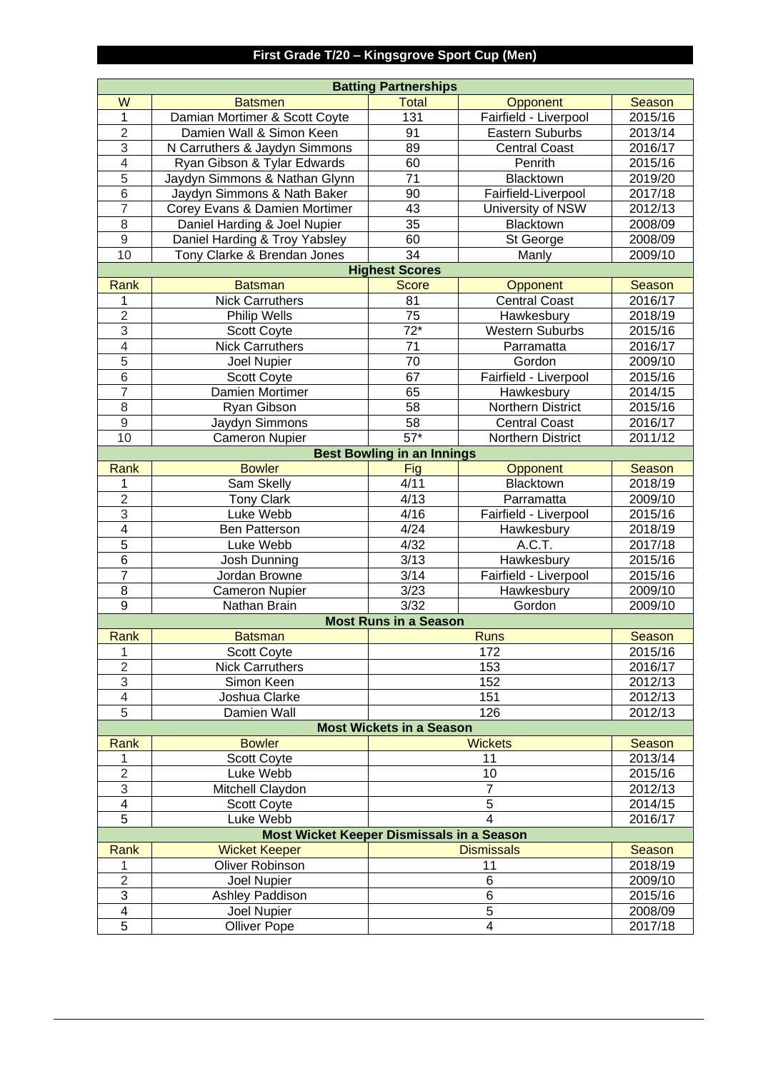# First Grade T/20 – Kingsgrove Sport Cup (Men)

**Batting Partnerships**

| W | Batsmen | Total | Opponent | Season |
|---|---|---|---|---|
| 1 | Damian Mortimer & Scott Coyte | 131 | Fairfield - Liverpool | 2015/16 |
| 2 | Damien Wall & Simon Keen | 91 | Eastern Suburbs | 2013/14 |
| 3 | N Carruthers & Jaydyn Simmons | 89 | Central Coast | 2016/17 |
| 4 | Ryan Gibson & Tylar Edwards | 60 | Penrith | 2015/16 |
| 5 | Jaydyn Simmons & Nathan Glynn | 71 | Blacktown | 2019/20 |
| 6 | Jaydyn Simmons & Nath Baker | 90 | Fairfield-Liverpool | 2017/18 |
| 7 | Corey Evans & Damien Mortimer | 43 | University of NSW | 2012/13 |
| 8 | Daniel Harding & Joel Nupier | 35 | Blacktown | 2008/09 |
| 9 | Daniel Harding & Troy Yabsley | 60 | St George | 2008/09 |
| 10 | Tony Clarke & Brendan Jones | 34 | Manly | 2009/10 |

**Highest Scores**

| Rank | Batsman | Score | Opponent | Season |
|---|---|---|---|---|
| 1 | Nick Carruthers | 81 | Central Coast | 2016/17 |
| 2 | Philip Wells | 75 | Hawkesbury | 2018/19 |
| 3 | Scott Coyte | 72* | Western Suburbs | 2015/16 |
| 4 | Nick Carruthers | 71 | Parramatta | 2016/17 |
| 5 | Joel Nupier | 70 | Gordon | 2009/10 |
| 6 | Scott Coyte | 67 | Fairfield - Liverpool | 2015/16 |
| 7 | Damien Mortimer | 65 | Hawkesbury | 2014/15 |
| 8 | Ryan Gibson | 58 | Northern District | 2015/16 |
| 9 | Jaydyn Simmons | 58 | Central Coast | 2016/17 |
| 10 | Cameron Nupier | 57* | Northern District | 2011/12 |

**Best Bowling in an Innings**

| Rank | Bowler | Fig | Opponent | Season |
|---|---|---|---|---|
| 1 | Sam Skelly | 4/11 | Blacktown | 2018/19 |
| 2 | Tony Clark | 4/13 | Parramatta | 2009/10 |
| 3 | Luke Webb | 4/16 | Fairfield - Liverpool | 2015/16 |
| 4 | Ben Patterson | 4/24 | Hawkesbury | 2018/19 |
| 5 | Luke Webb | 4/32 | A.C.T. | 2017/18 |
| 6 | Josh Dunning | 3/13 | Hawkesbury | 2015/16 |
| 7 | Jordan Browne | 3/14 | Fairfield - Liverpool | 2015/16 |
| 8 | Cameron Nupier | 3/23 | Hawkesbury | 2009/10 |
| 9 | Nathan Brain | 3/32 | Gordon | 2009/10 |

**Most Runs in a Season**

| Rank | Batsman | Runs | Season |
|---|---|---|---|
| 1 | Scott Coyte | 172 | 2015/16 |
| 2 | Nick Carruthers | 153 | 2016/17 |
| 3 | Simon Keen | 152 | 2012/13 |
| 4 | Joshua Clarke | 151 | 2012/13 |
| 5 | Damien Wall | 126 | 2012/13 |

**Most Wickets in a Season**

| Rank | Bowler | Wickets | Season |
|---|---|---|---|
| 1 | Scott Coyte | 11 | 2013/14 |
| 2 | Luke Webb | 10 | 2015/16 |
| 3 | Mitchell Claydon | 7 | 2012/13 |
| 4 | Scott Coyte | 5 | 2014/15 |
| 5 | Luke Webb | 4 | 2016/17 |

**Most Wicket Keeper Dismissals in a Season**

| Rank | Wicket Keeper | Dismissals | Season |
|---|---|---|---|
| 1 | Oliver Robinson | 11 | 2018/19 |
| 2 | Joel Nupier | 6 | 2009/10 |
| 3 | Ashley Paddison | 6 | 2015/16 |
| 4 | Joel Nupier | 5 | 2008/09 |
| 5 | Olliver Pope | 4 | 2017/18 |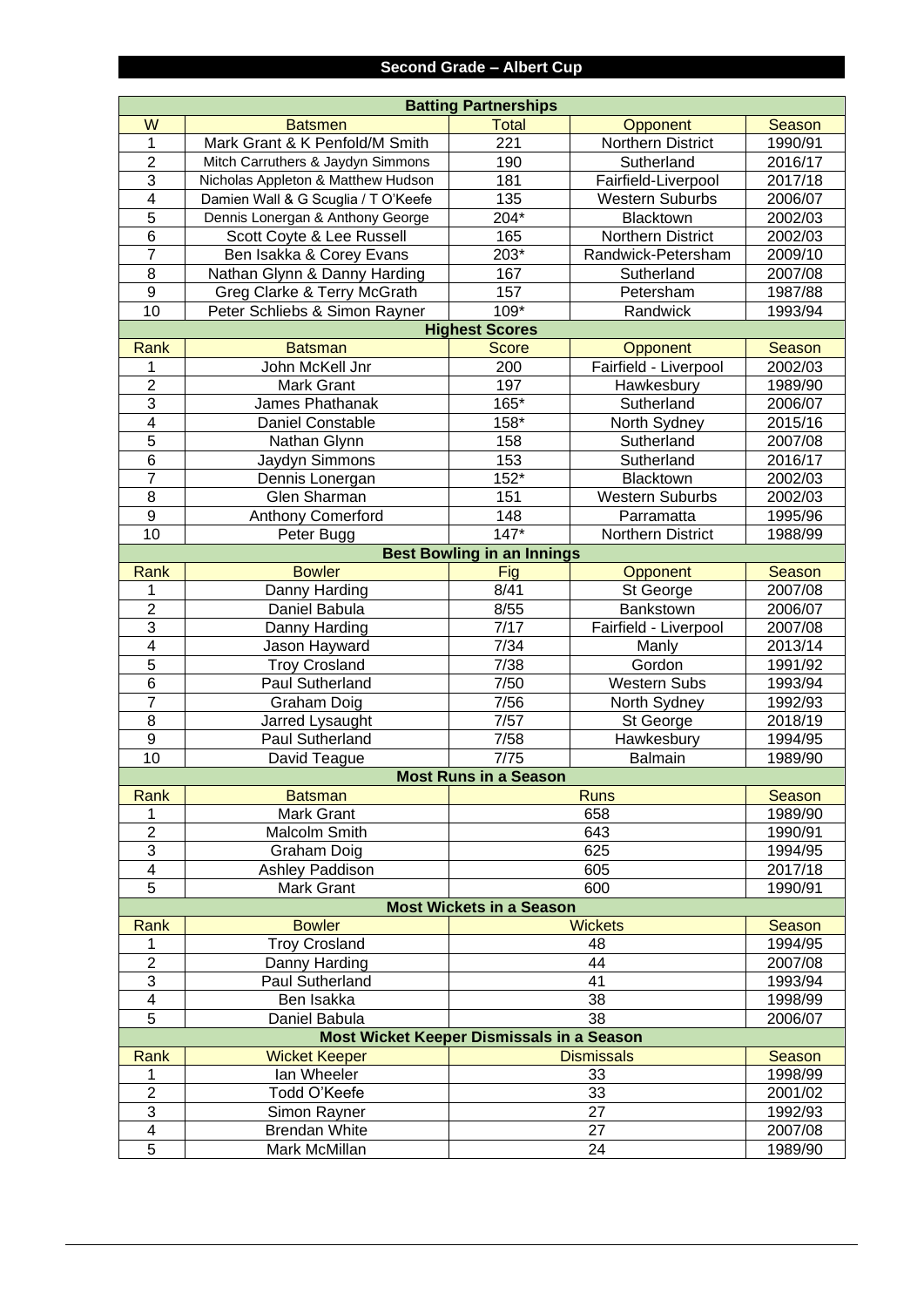## Second Grade – Albert Cup

### Batting Partnerships

| W | Batsmen | Total | Opponent | Season |
|---|---|---|---|---|
| 1 | Mark Grant & K Penfold/M Smith | 221 | Northern District | 1990/91 |
| 2 | Mitch Carruthers & Jaydyn Simmons | 190 | Sutherland | 2016/17 |
| 3 | Nicholas Appleton & Matthew Hudson | 181 | Fairfield-Liverpool | 2017/18 |
| 4 | Damien Wall & G Scuglia / T O'Keefe | 135 | Western Suburbs | 2006/07 |
| 5 | Dennis Lonergan & Anthony George | 204* | Blacktown | 2002/03 |
| 6 | Scott Coyte & Lee Russell | 165 | Northern District | 2002/03 |
| 7 | Ben Isakka & Corey Evans | 203* | Randwick-Petersham | 2009/10 |
| 8 | Nathan Glynn & Danny Harding | 167 | Sutherland | 2007/08 |
| 9 | Greg Clarke & Terry McGrath | 157 | Petersham | 1987/88 |
| 10 | Peter Schliebs & Simon Rayner | 109* | Randwick | 1993/94 |

### Highest Scores

| Rank | Batsman | Score | Opponent | Season |
|---|---|---|---|---|
| 1 | John McKell Jnr | 200 | Fairfield - Liverpool | 2002/03 |
| 2 | Mark Grant | 197 | Hawkesbury | 1989/90 |
| 3 | James Phathanak | 165* | Sutherland | 2006/07 |
| 4 | Daniel Constable | 158* | North Sydney | 2015/16 |
| 5 | Nathan Glynn | 158 | Sutherland | 2007/08 |
| 6 | Jaydyn Simmons | 153 | Sutherland | 2016/17 |
| 7 | Dennis Lonergan | 152* | Blacktown | 2002/03 |
| 8 | Glen Sharman | 151 | Western Suburbs | 2002/03 |
| 9 | Anthony Comerford | 148 | Parramatta | 1995/96 |
| 10 | Peter Bugg | 147* | Northern District | 1988/99 |

### Best Bowling in an Innings

| Rank | Bowler | Fig | Opponent | Season |
|---|---|---|---|---|
| 1 | Danny Harding | 8/41 | St George | 2007/08 |
| 2 | Daniel Babula | 8/55 | Bankstown | 2006/07 |
| 3 | Danny Harding | 7/17 | Fairfield - Liverpool | 2007/08 |
| 4 | Jason Hayward | 7/34 | Manly | 2013/14 |
| 5 | Troy Crosland | 7/38 | Gordon | 1991/92 |
| 6 | Paul Sutherland | 7/50 | Western Subs | 1993/94 |
| 7 | Graham Doig | 7/56 | North Sydney | 1992/93 |
| 8 | Jarred Lysaught | 7/57 | St George | 2018/19 |
| 9 | Paul Sutherland | 7/58 | Hawkesbury | 1994/95 |
| 10 | David Teague | 7/75 | Balmain | 1989/90 |

### Most Runs in a Season

| Rank | Batsman | Runs | Season |
|---|---|---|---|
| 1 | Mark Grant | 658 | 1989/90 |
| 2 | Malcolm Smith | 643 | 1990/91 |
| 3 | Graham Doig | 625 | 1994/95 |
| 4 | Ashley Paddison | 605 | 2017/18 |
| 5 | Mark Grant | 600 | 1990/91 |

### Most Wickets in a Season

| Rank | Bowler | Wickets | Season |
|---|---|---|---|
| 1 | Troy Crosland | 48 | 1994/95 |
| 2 | Danny Harding | 44 | 2007/08 |
| 3 | Paul Sutherland | 41 | 1993/94 |
| 4 | Ben Isakka | 38 | 1998/99 |
| 5 | Daniel Babula | 38 | 2006/07 |

### Most Wicket Keeper Dismissals in a Season

| Rank | Wicket Keeper | Dismissals | Season |
|---|---|---|---|
| 1 | Ian Wheeler | 33 | 1998/99 |
| 2 | Todd O'Keefe | 33 | 2001/02 |
| 3 | Simon Rayner | 27 | 1992/93 |
| 4 | Brendan White | 27 | 2007/08 |
| 5 | Mark McMillan | 24 | 1989/90 |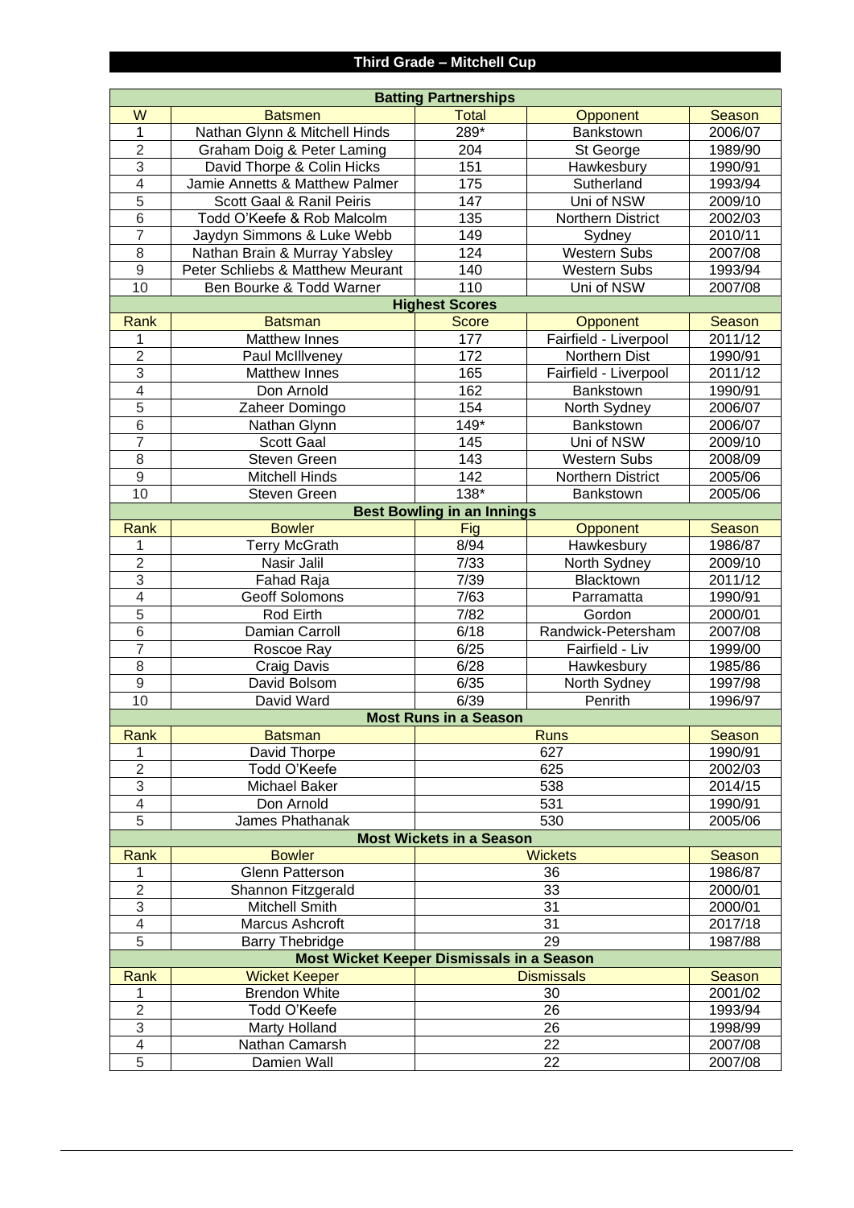# Third Grade – Mitchell Cup

## Batting Partnerships

| W | Batsmen | Total | Opponent | Season |
|---|---|---|---|---|
| 1 | Nathan Glynn & Mitchell Hinds | 289* | Bankstown | 2006/07 |
| 2 | Graham Doig & Peter Laming | 204 | St George | 1989/90 |
| 3 | David Thorpe & Colin Hicks | 151 | Hawkesbury | 1990/91 |
| 4 | Jamie Annetts & Matthew Palmer | 175 | Sutherland | 1993/94 |
| 5 | Scott Gaal & Ranil Peiris | 147 | Uni of NSW | 2009/10 |
| 6 | Todd O'Keefe & Rob Malcolm | 135 | Northern District | 2002/03 |
| 7 | Jaydyn Simmons & Luke Webb | 149 | Sydney | 2010/11 |
| 8 | Nathan Brain & Murray Yabsley | 124 | Western Subs | 2007/08 |
| 9 | Peter Schliebs & Matthew Meurant | 140 | Western Subs | 1993/94 |
| 10 | Ben Bourke & Todd Warner | 110 | Uni of NSW | 2007/08 |

## Highest Scores

| Rank | Batsman | Score | Opponent | Season |
|---|---|---|---|---|
| 1 | Matthew Innes | 177 | Fairfield - Liverpool | 2011/12 |
| 2 | Paul McIllveney | 172 | Northern Dist | 1990/91 |
| 3 | Matthew Innes | 165 | Fairfield - Liverpool | 2011/12 |
| 4 | Don Arnold | 162 | Bankstown | 1990/91 |
| 5 | Zaheer Domingo | 154 | North Sydney | 2006/07 |
| 6 | Nathan Glynn | 149* | Bankstown | 2006/07 |
| 7 | Scott Gaal | 145 | Uni of NSW | 2009/10 |
| 8 | Steven Green | 143 | Western Subs | 2008/09 |
| 9 | Mitchell Hinds | 142 | Northern District | 2005/06 |
| 10 | Steven Green | 138* | Bankstown | 2005/06 |

## Best Bowling in an Innings

| Rank | Bowler | Fig | Opponent | Season |
|---|---|---|---|---|
| 1 | Terry McGrath | 8/94 | Hawkesbury | 1986/87 |
| 2 | Nasir Jalil | 7/33 | North Sydney | 2009/10 |
| 3 | Fahad Raja | 7/39 | Blacktown | 2011/12 |
| 4 | Geoff Solomons | 7/63 | Parramatta | 1990/91 |
| 5 | Rod Eirth | 7/82 | Gordon | 2000/01 |
| 6 | Damian Carroll | 6/18 | Randwick-Petersham | 2007/08 |
| 7 | Roscoe Ray | 6/25 | Fairfield - Liv | 1999/00 |
| 8 | Craig Davis | 6/28 | Hawkesbury | 1985/86 |
| 9 | David Bolsom | 6/35 | North Sydney | 1997/98 |
| 10 | David Ward | 6/39 | Penrith | 1996/97 |

## Most Runs in a Season

| Rank | Batsman | Runs | Season |
|---|---|---|---|
| 1 | David Thorpe | 627 | 1990/91 |
| 2 | Todd O'Keefe | 625 | 2002/03 |
| 3 | Michael Baker | 538 | 2014/15 |
| 4 | Don Arnold | 531 | 1990/91 |
| 5 | James Phathanak | 530 | 2005/06 |

## Most Wickets in a Season

| Rank | Bowler | Wickets | Season |
|---|---|---|---|
| 1 | Glenn Patterson | 36 | 1986/87 |
| 2 | Shannon Fitzgerald | 33 | 2000/01 |
| 3 | Mitchell Smith | 31 | 2000/01 |
| 4 | Marcus Ashcroft | 31 | 2017/18 |
| 5 | Barry Thebridge | 29 | 1987/88 |

## Most Wicket Keeper Dismissals in a Season

| Rank | Wicket Keeper | Dismissals | Season |
|---|---|---|---|
| 1 | Brendon White | 30 | 2001/02 |
| 2 | Todd O'Keefe | 26 | 1993/94 |
| 3 | Marty Holland | 26 | 1998/99 |
| 4 | Nathan Camarsh | 22 | 2007/08 |
| 5 | Damien Wall | 22 | 2007/08 |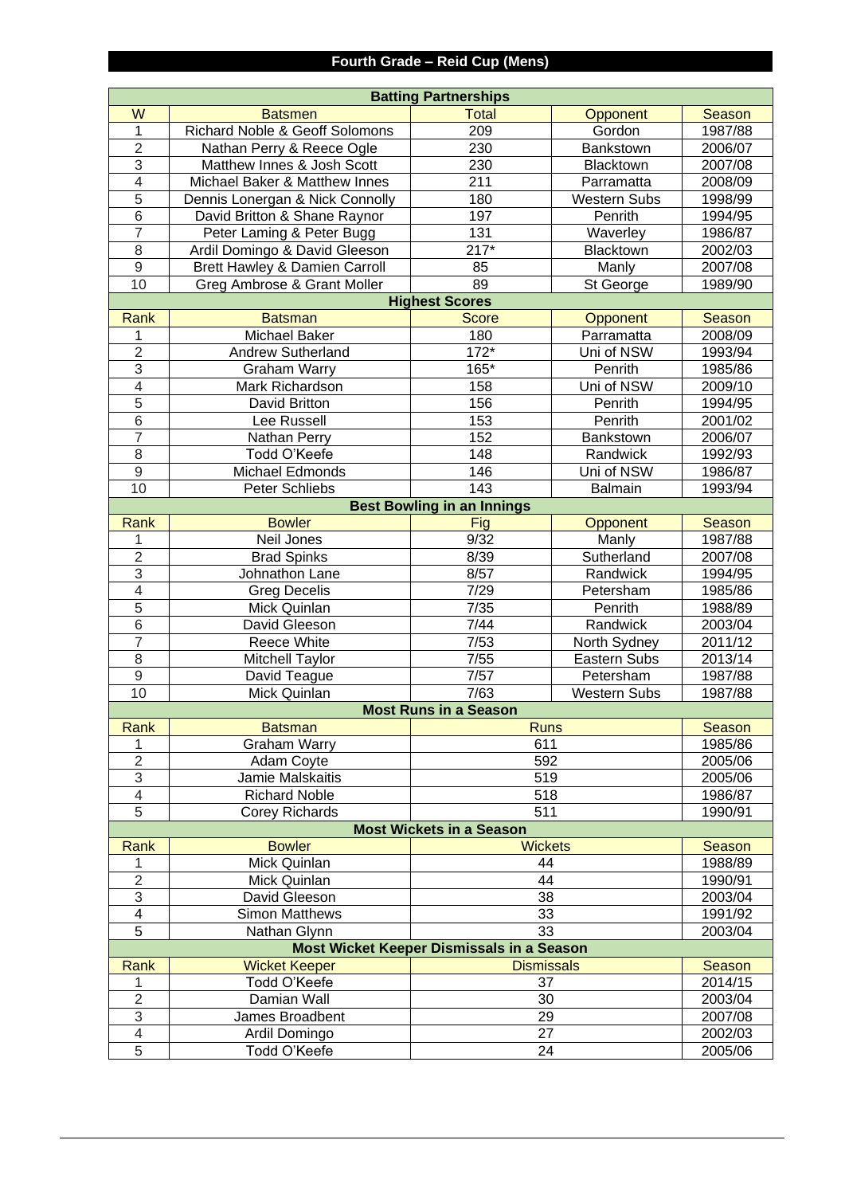## Fourth Grade – Reid Cup (Mens)

### Batting Partnerships

| W | Batsmen | Total | Opponent | Season |
|---|---|---|---|---|
| 1 | Richard Noble & Geoff Solomons | 209 | Gordon | 1987/88 |
| 2 | Nathan Perry & Reece Ogle | 230 | Bankstown | 2006/07 |
| 3 | Matthew Innes & Josh Scott | 230 | Blacktown | 2007/08 |
| 4 | Michael Baker & Matthew Innes | 211 | Parramatta | 2008/09 |
| 5 | Dennis Lonergan & Nick Connolly | 180 | Western Subs | 1998/99 |
| 6 | David Britton & Shane Raynor | 197 | Penrith | 1994/95 |
| 7 | Peter Laming & Peter Bugg | 131 | Waverley | 1986/87 |
| 8 | Ardil Domingo & David Gleeson | 217* | Blacktown | 2002/03 |
| 9 | Brett Hawley & Damien Carroll | 85 | Manly | 2007/08 |
| 10 | Greg Ambrose & Grant Moller | 89 | St George | 1989/90 |

### Highest Scores

| Rank | Batsman | Score | Opponent | Season |
|---|---|---|---|---|
| 1 | Michael Baker | 180 | Parramatta | 2008/09 |
| 2 | Andrew Sutherland | 172* | Uni of NSW | 1993/94 |
| 3 | Graham Warry | 165* | Penrith | 1985/86 |
| 4 | Mark Richardson | 158 | Uni of NSW | 2009/10 |
| 5 | David Britton | 156 | Penrith | 1994/95 |
| 6 | Lee Russell | 153 | Penrith | 2001/02 |
| 7 | Nathan Perry | 152 | Bankstown | 2006/07 |
| 8 | Todd O'Keefe | 148 | Randwick | 1992/93 |
| 9 | Michael Edmonds | 146 | Uni of NSW | 1986/87 |
| 10 | Peter Schliebs | 143 | Balmain | 1993/94 |

### Best Bowling in an Innings

| Rank | Bowler | Fig | Opponent | Season |
|---|---|---|---|---|
| 1 | Neil Jones | 9/32 | Manly | 1987/88 |
| 2 | Brad Spinks | 8/39 | Sutherland | 2007/08 |
| 3 | Johnathon Lane | 8/57 | Randwick | 1994/95 |
| 4 | Greg Decelis | 7/29 | Petersham | 1985/86 |
| 5 | Mick Quinlan | 7/35 | Penrith | 1988/89 |
| 6 | David Gleeson | 7/44 | Randwick | 2003/04 |
| 7 | Reece White | 7/53 | North Sydney | 2011/12 |
| 8 | Mitchell Taylor | 7/55 | Eastern Subs | 2013/14 |
| 9 | David Teague | 7/57 | Petersham | 1987/88 |
| 10 | Mick Quinlan | 7/63 | Western Subs | 1987/88 |

### Most Runs in a Season

| Rank | Batsman | Runs | Season |
|---|---|---|---|
| 1 | Graham Warry | 611 | 1985/86 |
| 2 | Adam Coyte | 592 | 2005/06 |
| 3 | Jamie Malskaitis | 519 | 2005/06 |
| 4 | Richard Noble | 518 | 1986/87 |
| 5 | Corey Richards | 511 | 1990/91 |

### Most Wickets in a Season

| Rank | Bowler | Wickets | Season |
|---|---|---|---|
| 1 | Mick Quinlan | 44 | 1988/89 |
| 2 | Mick Quinlan | 44 | 1990/91 |
| 3 | David Gleeson | 38 | 2003/04 |
| 4 | Simon Matthews | 33 | 1991/92 |
| 5 | Nathan Glynn | 33 | 2003/04 |

### Most Wicket Keeper Dismissals in a Season

| Rank | Wicket Keeper | Dismissals | Season |
|---|---|---|---|
| 1 | Todd O'Keefe | 37 | 2014/15 |
| 2 | Damian Wall | 30 | 2003/04 |
| 3 | James Broadbent | 29 | 2007/08 |
| 4 | Ardil Domingo | 27 | 2002/03 |
| 5 | Todd O'Keefe | 24 | 2005/06 |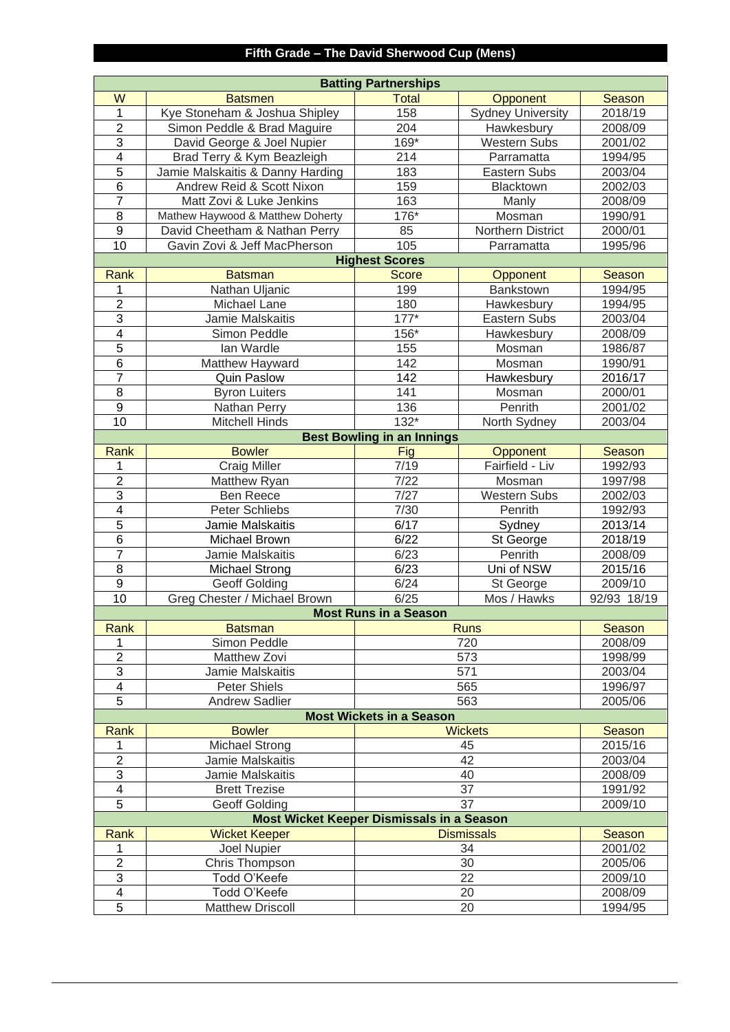# Fifth Grade – The David Sherwood Cup (Mens)

| Batting Partnerships | | | | |
|---|---|---|---|---|
| W | Batsmen | Total | Opponent | Season |
| 1 | Kye Stoneham & Joshua Shipley | 158 | Sydney University | 2018/19 |
| 2 | Simon Peddle & Brad Maguire | 204 | Hawkesbury | 2008/09 |
| 3 | David George & Joel Nupier | 169* | Western Subs | 2001/02 |
| 4 | Brad Terry & Kym Beazleigh | 214 | Parramatta | 1994/95 |
| 5 | Jamie Malskaitis & Danny Harding | 183 | Eastern Subs | 2003/04 |
| 6 | Andrew Reid & Scott Nixon | 159 | Blacktown | 2002/03 |
| 7 | Matt Zovi & Luke Jenkins | 163 | Manly | 2008/09 |
| 8 | Mathew Haywood & Matthew Doherty | 176* | Mosman | 1990/91 |
| 9 | David Cheetham & Nathan Perry | 85 | Northern District | 2000/01 |
| 10 | Gavin Zovi & Jeff MacPherson | 105 | Parramatta | 1995/96 |

| Highest Scores | | | | |
|---|---|---|---|---|
| Rank | Batsman | Score | Opponent | Season |
| 1 | Nathan Uljanic | 199 | Bankstown | 1994/95 |
| 2 | Michael Lane | 180 | Hawkesbury | 1994/95 |
| 3 | Jamie Malskaitis | 177* | Eastern Subs | 2003/04 |
| 4 | Simon Peddle | 156* | Hawkesbury | 2008/09 |
| 5 | Ian Wardle | 155 | Mosman | 1986/87 |
| 6 | Matthew Hayward | 142 | Mosman | 1990/91 |
| 7 | Quin Paslow | 142 | Hawkesbury | 2016/17 |
| 8 | Byron Luiters | 141 | Mosman | 2000/01 |
| 9 | Nathan Perry | 136 | Penrith | 2001/02 |
| 10 | Mitchell Hinds | 132* | North Sydney | 2003/04 |

| Best Bowling in an Innings | | | | |
|---|---|---|---|---|
| Rank | Bowler | Fig | Opponent | Season |
| 1 | Craig Miller | 7/19 | Fairfield - Liv | 1992/93 |
| 2 | Matthew Ryan | 7/22 | Mosman | 1997/98 |
| 3 | Ben Reece | 7/27 | Western Subs | 2002/03 |
| 4 | Peter Schliebs | 7/30 | Penrith | 1992/93 |
| 5 | Jamie Malskaitis | 6/17 | Sydney | 2013/14 |
| 6 | Michael Brown | 6/22 | St George | 2018/19 |
| 7 | Jamie Malskaitis | 6/23 | Penrith | 2008/09 |
| 8 | Michael Strong | 6/23 | Uni of NSW | 2015/16 |
| 9 | Geoff Golding | 6/24 | St George | 2009/10 |
| 10 | Greg Chester / Michael Brown | 6/25 | Mos / Hawks | 92/93 18/19 |

| Most Runs in a Season | | | |
|---|---|---|---|
| Rank | Batsman | Runs | Season |
| 1 | Simon Peddle | 720 | 2008/09 |
| 2 | Matthew Zovi | 573 | 1998/99 |
| 3 | Jamie Malskaitis | 571 | 2003/04 |
| 4 | Peter Shiels | 565 | 1996/97 |
| 5 | Andrew Sadlier | 563 | 2005/06 |

| Most Wickets in a Season | | | |
|---|---|---|---|
| Rank | Bowler | Wickets | Season |
| 1 | Michael Strong | 45 | 2015/16 |
| 2 | Jamie Malskaitis | 42 | 2003/04 |
| 3 | Jamie Malskaitis | 40 | 2008/09 |
| 4 | Brett Trezise | 37 | 1991/92 |
| 5 | Geoff Golding | 37 | 2009/10 |

| Most Wicket Keeper Dismissals in a Season | | | |
|---|---|---|---|
| Rank | Wicket Keeper | Dismissals | Season |
| 1 | Joel Nupier | 34 | 2001/02 |
| 2 | Chris Thompson | 30 | 2005/06 |
| 3 | Todd O'Keefe | 22 | 2009/10 |
| 4 | Todd O'Keefe | 20 | 2008/09 |
| 5 | Matthew Driscoll | 20 | 1994/95 |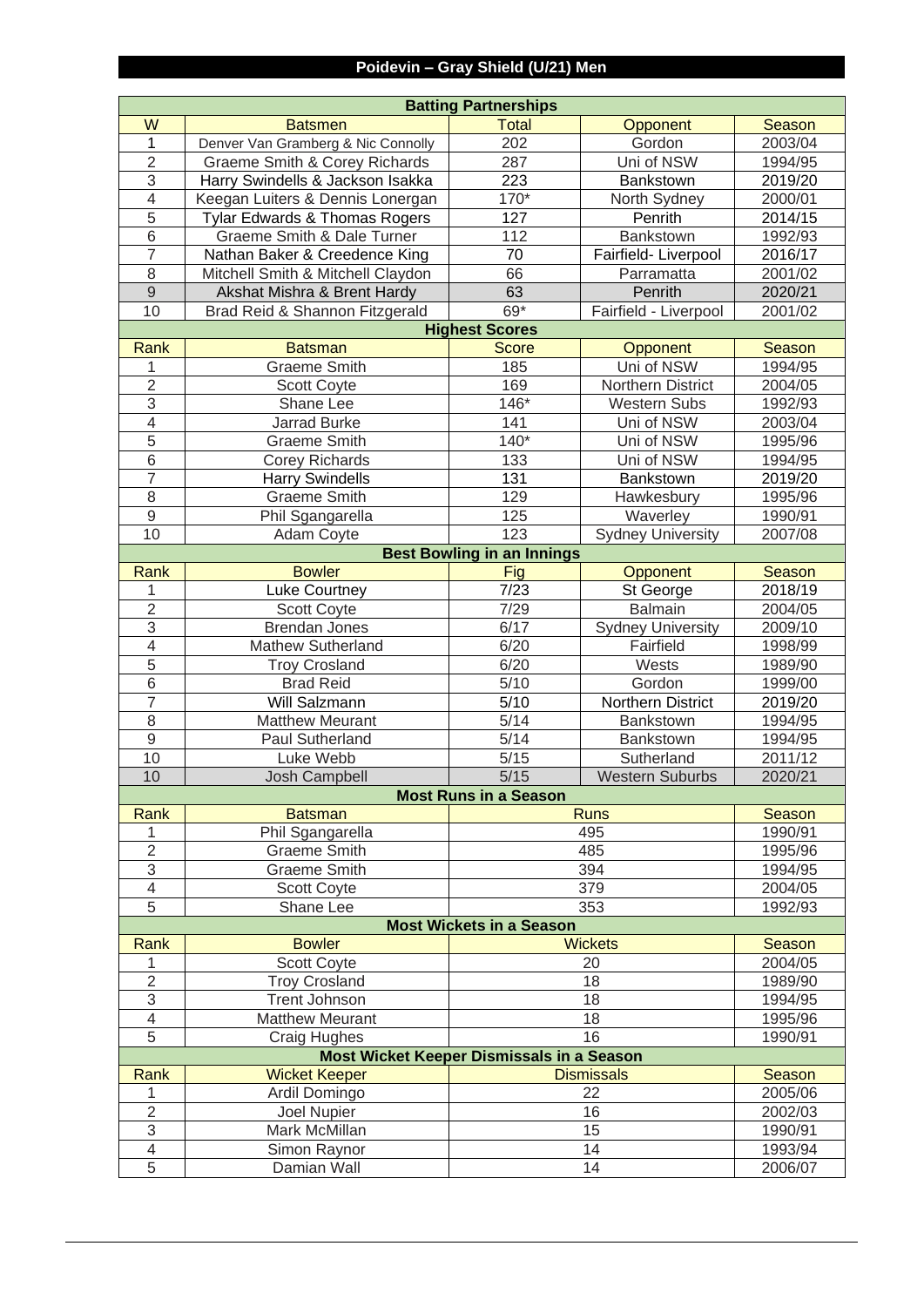# Poidevin – Gray Shield (U/21) Men

| Batting Partnerships | | | | |
|---|---|---|---|---|
| W | Batsmen | Total | Opponent | Season |
| 1 | Denver Van Gramberg & Nic Connolly | 202 | Gordon | 2003/04 |
| 2 | Graeme Smith & Corey Richards | 287 | Uni of NSW | 1994/95 |
| 3 | Harry Swindells & Jackson Isakka | 223 | Bankstown | 2019/20 |
| 4 | Keegan Luiters & Dennis Lonergan | 170* | North Sydney | 2000/01 |
| 5 | Tylar Edwards & Thomas Rogers | 127 | Penrith | 2014/15 |
| 6 | Graeme Smith & Dale Turner | 112 | Bankstown | 1992/93 |
| 7 | Nathan Baker & Creedence King | 70 | Fairfield- Liverpool | 2016/17 |
| 8 | Mitchell Smith & Mitchell Claydon | 66 | Parramatta | 2001/02 |
| 9 | Akshat Mishra & Brent Hardy | 63 | Penrith | 2020/21 |
| 10 | Brad Reid & Shannon Fitzgerald | 69* | Fairfield - Liverpool | 2001/02 |

| Highest Scores | | | | |
|---|---|---|---|---|
| Rank | Batsman | Score | Opponent | Season |
| 1 | Graeme Smith | 185 | Uni of NSW | 1994/95 |
| 2 | Scott Coyte | 169 | Northern District | 2004/05 |
| 3 | Shane Lee | 146* | Western Subs | 1992/93 |
| 4 | Jarrad Burke | 141 | Uni of NSW | 2003/04 |
| 5 | Graeme Smith | 140* | Uni of NSW | 1995/96 |
| 6 | Corey Richards | 133 | Uni of NSW | 1994/95 |
| 7 | Harry Swindells | 131 | Bankstown | 2019/20 |
| 8 | Graeme Smith | 129 | Hawkesbury | 1995/96 |
| 9 | Phil Sgangarella | 125 | Waverley | 1990/91 |
| 10 | Adam Coyte | 123 | Sydney University | 2007/08 |

| Best Bowling in an Innings | | | | |
|---|---|---|---|---|
| Rank | Bowler | Fig | Opponent | Season |
| 1 | Luke Courtney | 7/23 | St George | 2018/19 |
| 2 | Scott Coyte | 7/29 | Balmain | 2004/05 |
| 3 | Brendan Jones | 6/17 | Sydney University | 2009/10 |
| 4 | Mathew Sutherland | 6/20 | Fairfield | 1998/99 |
| 5 | Troy Crosland | 6/20 | Wests | 1989/90 |
| 6 | Brad Reid | 5/10 | Gordon | 1999/00 |
| 7 | Will Salzmann | 5/10 | Northern District | 2019/20 |
| 8 | Matthew Meurant | 5/14 | Bankstown | 1994/95 |
| 9 | Paul Sutherland | 5/14 | Bankstown | 1994/95 |
| 10 | Luke Webb | 5/15 | Sutherland | 2011/12 |
| 10 | Josh Campbell | 5/15 | Western Suburbs | 2020/21 |

| Most Runs in a Season | | | |
|---|---|---|---|
| Rank | Batsman | Runs | Season |
| 1 | Phil Sgangarella | 495 | 1990/91 |
| 2 | Graeme Smith | 485 | 1995/96 |
| 3 | Graeme Smith | 394 | 1994/95 |
| 4 | Scott Coyte | 379 | 2004/05 |
| 5 | Shane Lee | 353 | 1992/93 |

| Most Wickets in a Season | | | |
|---|---|---|---|
| Rank | Bowler | Wickets | Season |
| 1 | Scott Coyte | 20 | 2004/05 |
| 2 | Troy Crosland | 18 | 1989/90 |
| 3 | Trent Johnson | 18 | 1994/95 |
| 4 | Matthew Meurant | 18 | 1995/96 |
| 5 | Craig Hughes | 16 | 1990/91 |

| Most Wicket Keeper Dismissals in a Season | | | |
|---|---|---|---|
| Rank | Wicket Keeper | Dismissals | Season |
| 1 | Ardil Domingo | 22 | 2005/06 |
| 2 | Joel Nupier | 16 | 2002/03 |
| 3 | Mark McMillan | 15 | 1990/91 |
| 4 | Simon Raynor | 14 | 1993/94 |
| 5 | Damian Wall | 14 | 2006/07 |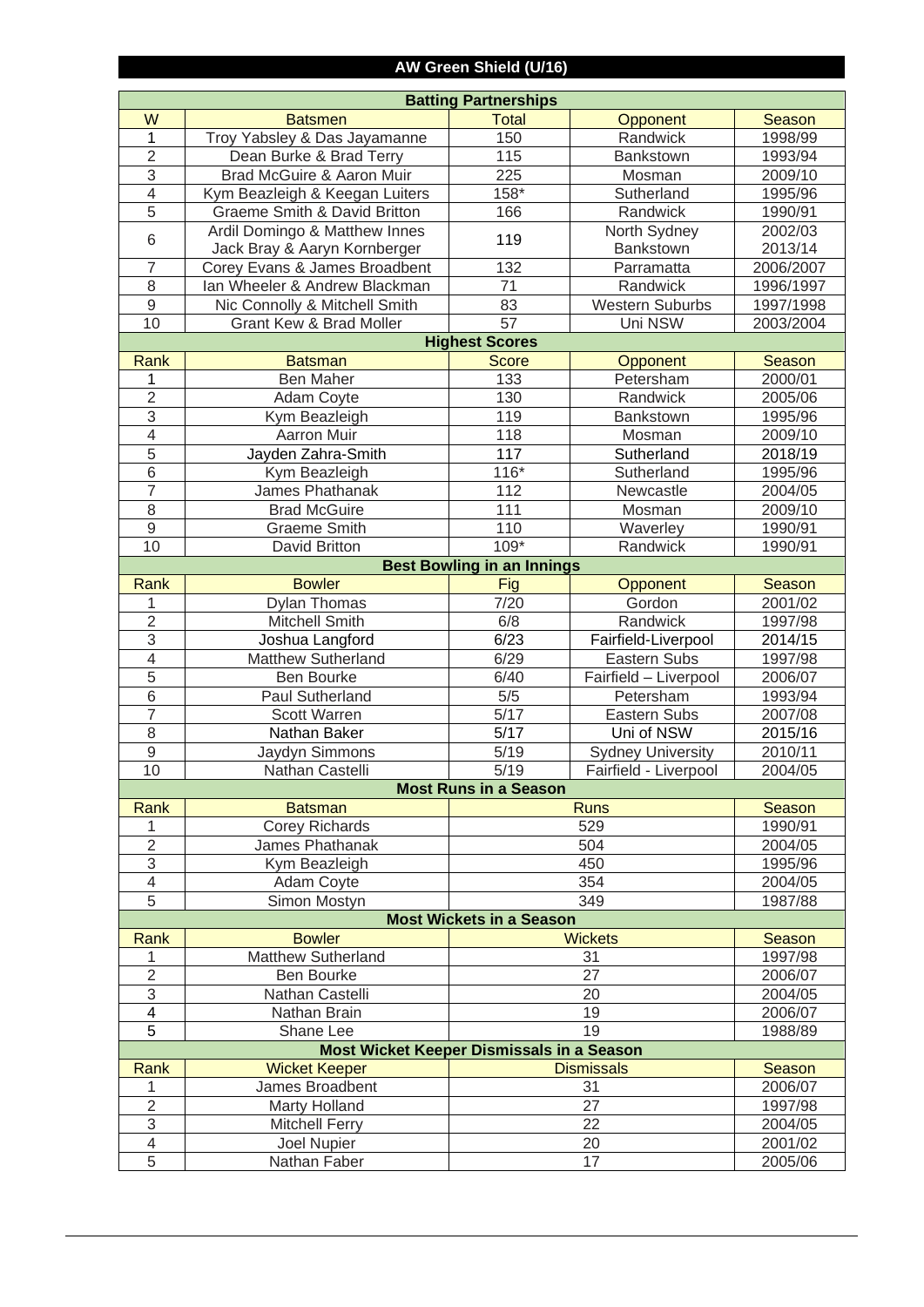# AW Green Shield (U/16)

## Batting Partnerships

| W | Batsmen | Total | Opponent | Season |
|---|---|---|---|---|
| 1 | Troy Yabsley & Das Jayamanne | 150 | Randwick | 1998/99 |
| 2 | Dean Burke & Brad Terry | 115 | Bankstown | 1993/94 |
| 3 | Brad McGuire & Aaron Muir | 225 | Mosman | 2009/10 |
| 4 | Kym Beazleigh & Keegan Luiters | 158* | Sutherland | 1995/96 |
| 5 | Graeme Smith & David Britton | 166 | Randwick | 1990/91 |
| 6 | Ardil Domingo & Matthew Innes<br>Jack Bray & Aaryn Kornberger | 119 | North Sydney<br>Bankstown | 2002/03<br>2013/14 |
| 7 | Corey Evans & James Broadbent | 132 | Parramatta | 2006/2007 |
| 8 | Ian Wheeler & Andrew Blackman | 71 | Randwick | 1996/1997 |
| 9 | Nic Connolly & Mitchell Smith | 83 | Western Suburbs | 1997/1998 |
| 10 | Grant Kew & Brad Moller | 57 | Uni NSW | 2003/2004 |

## Highest Scores

| Rank | Batsman | Score | Opponent | Season |
|---|---|---|---|---|
| 1 | Ben Maher | 133 | Petersham | 2000/01 |
| 2 | Adam Coyte | 130 | Randwick | 2005/06 |
| 3 | Kym Beazleigh | 119 | Bankstown | 1995/96 |
| 4 | Aarron Muir | 118 | Mosman | 2009/10 |
| 5 | Jayden Zahra-Smith | 117 | Sutherland | 2018/19 |
| 6 | Kym Beazleigh | 116* | Sutherland | 1995/96 |
| 7 | James Phathanak | 112 | Newcastle | 2004/05 |
| 8 | Brad McGuire | 111 | Mosman | 2009/10 |
| 9 | Graeme Smith | 110 | Waverley | 1990/91 |
| 10 | David Britton | 109* | Randwick | 1990/91 |

## Best Bowling in an Innings

| Rank | Bowler | Fig | Opponent | Season |
|---|---|---|---|---|
| 1 | Dylan Thomas | 7/20 | Gordon | 2001/02 |
| 2 | Mitchell Smith | 6/8 | Randwick | 1997/98 |
| 3 | Joshua Langford | 6/23 | Fairfield-Liverpool | 2014/15 |
| 4 | Matthew Sutherland | 6/29 | Eastern Subs | 1997/98 |
| 5 | Ben Bourke | 6/40 | Fairfield – Liverpool | 2006/07 |
| 6 | Paul Sutherland | 5/5 | Petersham | 1993/94 |
| 7 | Scott Warren | 5/17 | Eastern Subs | 2007/08 |
| 8 | Nathan Baker | 5/17 | Uni of NSW | 2015/16 |
| 9 | Jaydyn Simmons | 5/19 | Sydney University | 2010/11 |
| 10 | Nathan Castelli | 5/19 | Fairfield - Liverpool | 2004/05 |

## Most Runs in a Season

| Rank | Batsman | Runs | Season |
|---|---|---|---|
| 1 | Corey Richards | 529 | 1990/91 |
| 2 | James Phathanak | 504 | 2004/05 |
| 3 | Kym Beazleigh | 450 | 1995/96 |
| 4 | Adam Coyte | 354 | 2004/05 |
| 5 | Simon Mostyn | 349 | 1987/88 |

## Most Wickets in a Season

| Rank | Bowler | Wickets | Season |
|---|---|---|---|
| 1 | Matthew Sutherland | 31 | 1997/98 |
| 2 | Ben Bourke | 27 | 2006/07 |
| 3 | Nathan Castelli | 20 | 2004/05 |
| 4 | Nathan Brain | 19 | 2006/07 |
| 5 | Shane Lee | 19 | 1988/89 |

## Most Wicket Keeper Dismissals in a Season

| Rank | Wicket Keeper | Dismissals | Season |
|---|---|---|---|
| 1 | James Broadbent | 31 | 2006/07 |
| 2 | Marty Holland | 27 | 1997/98 |
| 3 | Mitchell Ferry | 22 | 2004/05 |
| 4 | Joel Nupier | 20 | 2001/02 |
| 5 | Nathan Faber | 17 | 2005/06 |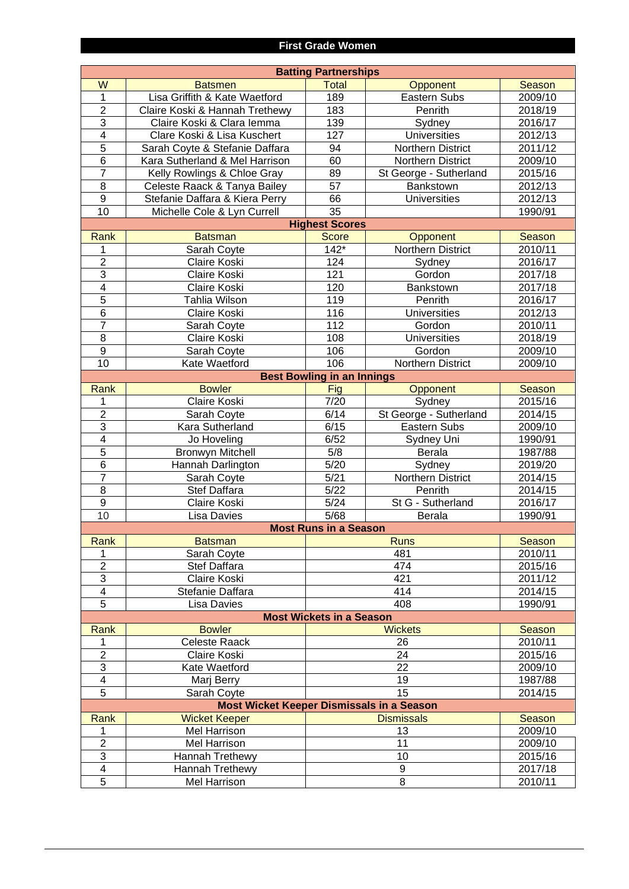# First Grade Women

## Batting Partnerships

| W | Batsmen | Total | Opponent | Season |
|---|---|---|---|---|
| 1 | Lisa Griffith & Kate Waetford | 189 | Eastern Subs | 2009/10 |
| 2 | Claire Koski & Hannah Trethewy | 183 | Penrith | 2018/19 |
| 3 | Claire Koski & Clara Iemma | 139 | Sydney | 2016/17 |
| 4 | Clare Koski & Lisa Kuschert | 127 | Universities | 2012/13 |
| 5 | Sarah Coyte & Stefanie Daffara | 94 | Northern District | 2011/12 |
| 6 | Kara Sutherland & Mel Harrison | 60 | Northern District | 2009/10 |
| 7 | Kelly Rowlings & Chloe Gray | 89 | St George - Sutherland | 2015/16 |
| 8 | Celeste Raack & Tanya Bailey | 57 | Bankstown | 2012/13 |
| 9 | Stefanie Daffara & Kiera Perry | 66 | Universities | 2012/13 |
| 10 | Michelle Cole & Lyn Currell | 35 | | 1990/91 |

## Highest Scores

| Rank | Batsman | Score | Opponent | Season |
|---|---|---|---|---|
| 1 | Sarah Coyte | 142* | Northern District | 2010/11 |
| 2 | Claire Koski | 124 | Sydney | 2016/17 |
| 3 | Claire Koski | 121 | Gordon | 2017/18 |
| 4 | Claire Koski | 120 | Bankstown | 2017/18 |
| 5 | Tahlia Wilson | 119 | Penrith | 2016/17 |
| 6 | Claire Koski | 116 | Universities | 2012/13 |
| 7 | Sarah Coyte | 112 | Gordon | 2010/11 |
| 8 | Claire Koski | 108 | Universities | 2018/19 |
| 9 | Sarah Coyte | 106 | Gordon | 2009/10 |
| 10 | Kate Waetford | 106 | Northern District | 2009/10 |

## Best Bowling in an Innings

| Rank | Bowler | Fig | Opponent | Season |
|---|---|---|---|---|
| 1 | Claire Koski | 7/20 | Sydney | 2015/16 |
| 2 | Sarah Coyte | 6/14 | St George - Sutherland | 2014/15 |
| 3 | Kara Sutherland | 6/15 | Eastern Subs | 2009/10 |
| 4 | Jo Hoveling | 6/52 | Sydney Uni | 1990/91 |
| 5 | Bronwyn Mitchell | 5/8 | Berala | 1987/88 |
| 6 | Hannah Darlington | 5/20 | Sydney | 2019/20 |
| 7 | Sarah Coyte | 5/21 | Northern District | 2014/15 |
| 8 | Stef Daffara | 5/22 | Penrith | 2014/15 |
| 9 | Claire Koski | 5/24 | St G - Sutherland | 2016/17 |
| 10 | Lisa Davies | 5/68 | Berala | 1990/91 |

## Most Runs in a Season

| Rank | Batsman | Runs | Season |
|---|---|---|---|
| 1 | Sarah Coyte | 481 | 2010/11 |
| 2 | Stef Daffara | 474 | 2015/16 |
| 3 | Claire Koski | 421 | 2011/12 |
| 4 | Stefanie Daffara | 414 | 2014/15 |
| 5 | Lisa Davies | 408 | 1990/91 |

## Most Wickets in a Season

| Rank | Bowler | Wickets | Season |
|---|---|---|---|
| 1 | Celeste Raack | 26 | 2010/11 |
| 2 | Claire Koski | 24 | 2015/16 |
| 3 | Kate Waetford | 22 | 2009/10 |
| 4 | Marj Berry | 19 | 1987/88 |
| 5 | Sarah Coyte | 15 | 2014/15 |

## Most Wicket Keeper Dismissals in a Season

| Rank | Wicket Keeper | Dismissals | Season |
|---|---|---|---|
| 1 | Mel Harrison | 13 | 2009/10 |
| 2 | Mel Harrison | 11 | 2009/10 |
| 3 | Hannah Trethewy | 10 | 2015/16 |
| 4 | Hannah Trethewy | 9 | 2017/18 |
| 5 | Mel Harrison | 8 | 2010/11 |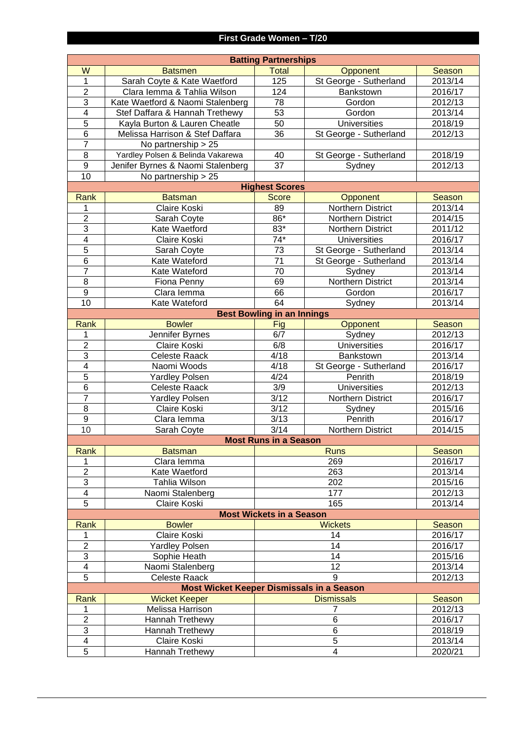## First Grade Women – T/20

### Batting Partnerships

| W | Batsmen | Total | Opponent | Season |
|---|---|---|---|---|
| 1 | Sarah Coyte & Kate Waetford | 125 | St George - Sutherland | 2013/14 |
| 2 | Clara Iemma & Tahlia Wilson | 124 | Bankstown | 2016/17 |
| 3 | Kate Waetford & Naomi Stalenberg | 78 | Gordon | 2012/13 |
| 4 | Stef Daffara & Hannah Trethewy | 53 | Gordon | 2013/14 |
| 5 | Kayla Burton & Lauren Cheatle | 50 | Universities | 2018/19 |
| 6 | Melissa Harrison & Stef Daffara | 36 | St George - Sutherland | 2012/13 |
| 7 | No partnership > 25 | | | |
| 8 | Yardley Polsen & Belinda Vakarewa | 40 | St George - Sutherland | 2018/19 |
| 9 | Jenifer Byrnes & Naomi Stalenberg | 37 | Sydney | 2012/13 |
| 10 | No partnership > 25 | | | |

### Highest Scores

| Rank | Batsman | Score | Opponent | Season |
|---|---|---|---|---|
| 1 | Claire Koski | 89 | Northern District | 2013/14 |
| 2 | Sarah Coyte | 86* | Northern District | 2014/15 |
| 3 | Kate Waetford | 83* | Northern District | 2011/12 |
| 4 | Claire Koski | 74* | Universities | 2016/17 |
| 5 | Sarah Coyte | 73 | St George - Sutherland | 2013/14 |
| 6 | Kate Wateford | 71 | St George - Sutherland | 2013/14 |
| 7 | Kate Wateford | 70 | Sydney | 2013/14 |
| 8 | Fiona Penny | 69 | Northern District | 2013/14 |
| 9 | Clara Iemma | 66 | Gordon | 2016/17 |
| 10 | Kate Wateford | 64 | Sydney | 2013/14 |

### Best Bowling in an Innings

| Rank | Bowler | Fig | Opponent | Season |
|---|---|---|---|---|
| 1 | Jennifer Byrnes | 6/7 | Sydney | 2012/13 |
| 2 | Claire Koski | 6/8 | Universities | 2016/17 |
| 3 | Celeste Raack | 4/18 | Bankstown | 2013/14 |
| 4 | Naomi Woods | 4/18 | St George - Sutherland | 2016/17 |
| 5 | Yardley Polsen | 4/24 | Penrith | 2018/19 |
| 6 | Celeste Raack | 3/9 | Universities | 2012/13 |
| 7 | Yardley Polsen | 3/12 | Northern District | 2016/17 |
| 8 | Claire Koski | 3/12 | Sydney | 2015/16 |
| 9 | Clara Iemma | 3/13 | Penrith | 2016/17 |
| 10 | Sarah Coyte | 3/14 | Northern District | 2014/15 |

### Most Runs in a Season

| Rank | Batsman | Runs | Season |
|---|---|---|---|
| 1 | Clara Iemma | 269 | 2016/17 |
| 2 | Kate Waetford | 263 | 2013/14 |
| 3 | Tahlia Wilson | 202 | 2015/16 |
| 4 | Naomi Stalenberg | 177 | 2012/13 |
| 5 | Claire Koski | 165 | 2013/14 |

### Most Wickets in a Season

| Rank | Bowler | Wickets | Season |
|---|---|---|---|
| 1 | Claire Koski | 14 | 2016/17 |
| 2 | Yardley Polsen | 14 | 2016/17 |
| 3 | Sophie Heath | 14 | 2015/16 |
| 4 | Naomi Stalenberg | 12 | 2013/14 |
| 5 | Celeste Raack | 9 | 2012/13 |

### Most Wicket Keeper Dismissals in a Season

| Rank | Wicket Keeper | Dismissals | Season |
|---|---|---|---|
| 1 | Melissa Harrison | 7 | 2012/13 |
| 2 | Hannah Trethewy | 6 | 2016/17 |
| 3 | Hannah Trethewy | 6 | 2018/19 |
| 4 | Claire Koski | 5 | 2013/14 |
| 5 | Hannah Trethewy | 4 | 2020/21 |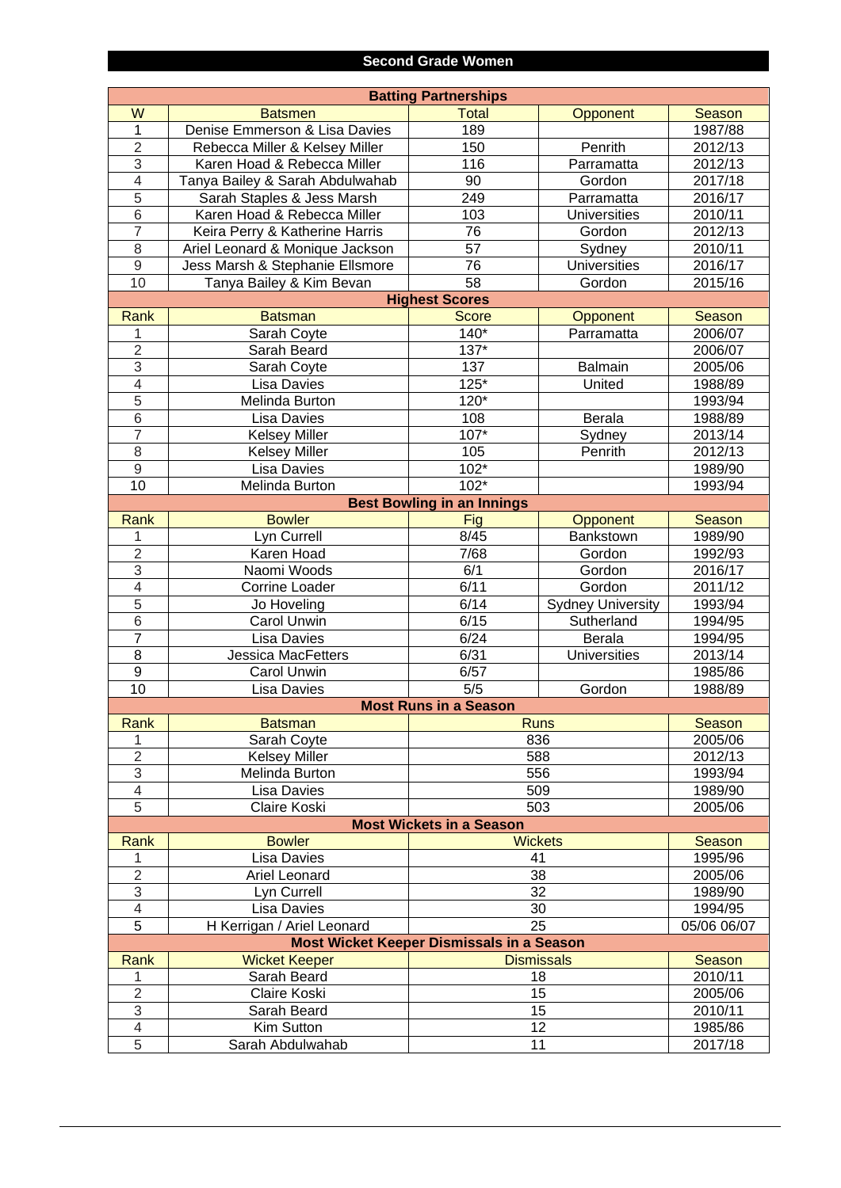## Second Grade Women

### Batting Partnerships

| W | Batsmen | Total | Opponent | Season |
|---|---|---|---|---|
| 1 | Denise Emmerson & Lisa Davies | 189 | | 1987/88 |
| 2 | Rebecca Miller & Kelsey Miller | 150 | Penrith | 2012/13 |
| 3 | Karen Hoad & Rebecca Miller | 116 | Parramatta | 2012/13 |
| 4 | Tanya Bailey & Sarah Abdulwahab | 90 | Gordon | 2017/18 |
| 5 | Sarah Staples & Jess Marsh | 249 | Parramatta | 2016/17 |
| 6 | Karen Hoad & Rebecca Miller | 103 | Universities | 2010/11 |
| 7 | Keira Perry & Katherine Harris | 76 | Gordon | 2012/13 |
| 8 | Ariel Leonard & Monique Jackson | 57 | Sydney | 2010/11 |
| 9 | Jess Marsh & Stephanie Ellsmore | 76 | Universities | 2016/17 |
| 10 | Tanya Bailey & Kim Bevan | 58 | Gordon | 2015/16 |

### Highest Scores

| Rank | Batsman | Score | Opponent | Season |
|---|---|---|---|---|
| 1 | Sarah Coyte | 140* | Parramatta | 2006/07 |
| 2 | Sarah Beard | 137* | | 2006/07 |
| 3 | Sarah Coyte | 137 | Balmain | 2005/06 |
| 4 | Lisa Davies | 125* | United | 1988/89 |
| 5 | Melinda Burton | 120* | | 1993/94 |
| 6 | Lisa Davies | 108 | Berala | 1988/89 |
| 7 | Kelsey Miller | 107* | Sydney | 2013/14 |
| 8 | Kelsey Miller | 105 | Penrith | 2012/13 |
| 9 | Lisa Davies | 102* | | 1989/90 |
| 10 | Melinda Burton | 102* | | 1993/94 |

### Best Bowling in an Innings

| Rank | Bowler | Fig | Opponent | Season |
|---|---|---|---|---|
| 1 | Lyn Currell | 8/45 | Bankstown | 1989/90 |
| 2 | Karen Hoad | 7/68 | Gordon | 1992/93 |
| 3 | Naomi Woods | 6/1 | Gordon | 2016/17 |
| 4 | Corrine Loader | 6/11 | Gordon | 2011/12 |
| 5 | Jo Hoveling | 6/14 | Sydney University | 1993/94 |
| 6 | Carol Unwin | 6/15 | Sutherland | 1994/95 |
| 7 | Lisa Davies | 6/24 | Berala | 1994/95 |
| 8 | Jessica MacFetters | 6/31 | Universities | 2013/14 |
| 9 | Carol Unwin | 6/57 | | 1985/86 |
| 10 | Lisa Davies | 5/5 | Gordon | 1988/89 |

### Most Runs in a Season

| Rank | Batsman | Runs | Season |
|---|---|---|---|
| 1 | Sarah Coyte | 836 | 2005/06 |
| 2 | Kelsey Miller | 588 | 2012/13 |
| 3 | Melinda Burton | 556 | 1993/94 |
| 4 | Lisa Davies | 509 | 1989/90 |
| 5 | Claire Koski | 503 | 2005/06 |

### Most Wickets in a Season

| Rank | Bowler | Wickets | Season |
|---|---|---|---|
| 1 | Lisa Davies | 41 | 1995/96 |
| 2 | Ariel Leonard | 38 | 2005/06 |
| 3 | Lyn Currell | 32 | 1989/90 |
| 4 | Lisa Davies | 30 | 1994/95 |
| 5 | H Kerrigan / Ariel Leonard | 25 | 05/06 06/07 |

### Most Wicket Keeper Dismissals in a Season

| Rank | Wicket Keeper | Dismissals | Season |
|---|---|---|---|
| 1 | Sarah Beard | 18 | 2010/11 |
| 2 | Claire Koski | 15 | 2005/06 |
| 3 | Sarah Beard | 15 | 2010/11 |
| 4 | Kim Sutton | 12 | 1985/86 |
| 5 | Sarah Abdulwahab | 11 | 2017/18 |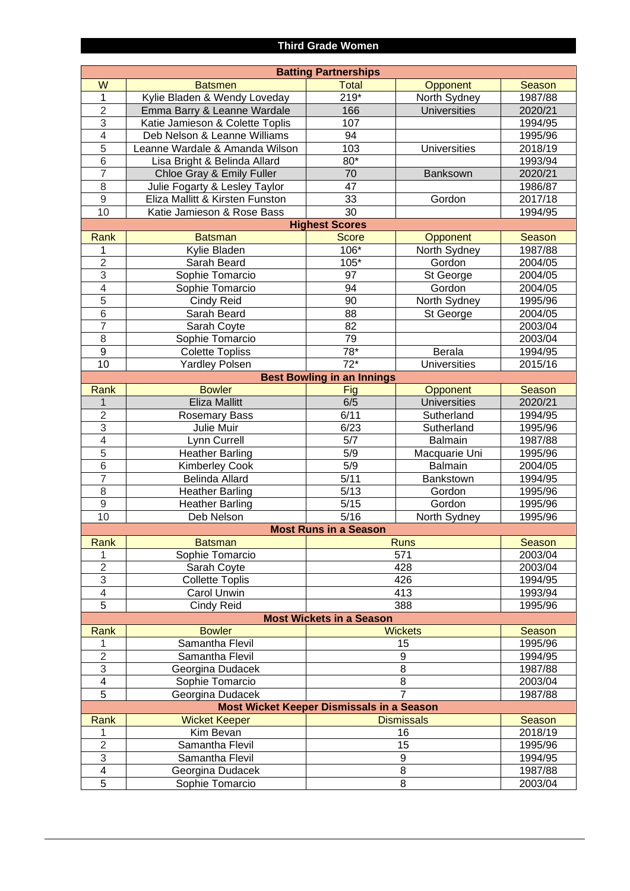# Third Grade Women

## Batting Partnerships

| W | Batsmen | Total | Opponent | Season |
|---|---|---|---|---|
| 1 | Kylie Bladen & Wendy Loveday | 219* | North Sydney | 1987/88 |
| 2 | Emma Barry & Leanne Wardale | 166 | Universities | 2020/21 |
| 3 | Katie Jamieson & Colette Toplis | 107 | | 1994/95 |
| 4 | Deb Nelson & Leanne Williams | 94 | | 1995/96 |
| 5 | Leanne Wardale & Amanda Wilson | 103 | Universities | 2018/19 |
| 6 | Lisa Bright & Belinda Allard | 80* | | 1993/94 |
| 7 | Chloe Gray & Emily Fuller | 70 | Banksown | 2020/21 |
| 8 | Julie Fogarty & Lesley Taylor | 47 | | 1986/87 |
| 9 | Eliza Mallitt & Kirsten Funston | 33 | Gordon | 2017/18 |
| 10 | Katie Jamieson & Rose Bass | 30 | | 1994/95 |

## Highest Scores

| Rank | Batsman | Score | Opponent | Season |
|---|---|---|---|---|
| 1 | Kylie Bladen | 106* | North Sydney | 1987/88 |
| 2 | Sarah Beard | 105* | Gordon | 2004/05 |
| 3 | Sophie Tomarcio | 97 | St George | 2004/05 |
| 4 | Sophie Tomarcio | 94 | Gordon | 2004/05 |
| 5 | Cindy Reid | 90 | North Sydney | 1995/96 |
| 6 | Sarah Beard | 88 | St George | 2004/05 |
| 7 | Sarah Coyte | 82 | | 2003/04 |
| 8 | Sophie Tomarcio | 79 | | 2003/04 |
| 9 | Colette Topliss | 78* | Berala | 1994/95 |
| 10 | Yardley Polsen | 72* | Universities | 2015/16 |

## Best Bowling in an Innings

| Rank | Bowler | Fig | Opponent | Season |
|---|---|---|---|---|
| 1 | Eliza Mallitt | 6/5 | Universities | 2020/21 |
| 2 | Rosemary Bass | 6/11 | Sutherland | 1994/95 |
| 3 | Julie Muir | 6/23 | Sutherland | 1995/96 |
| 4 | Lynn Currell | 5/7 | Balmain | 1987/88 |
| 5 | Heather Barling | 5/9 | Macquarie Uni | 1995/96 |
| 6 | Kimberley Cook | 5/9 | Balmain | 2004/05 |
| 7 | Belinda Allard | 5/11 | Bankstown | 1994/95 |
| 8 | Heather Barling | 5/13 | Gordon | 1995/96 |
| 9 | Heather Barling | 5/15 | Gordon | 1995/96 |
| 10 | Deb Nelson | 5/16 | North Sydney | 1995/96 |

## Most Runs in a Season

| Rank | Batsman | Runs | Season |
|---|---|---|---|
| 1 | Sophie Tomarcio | 571 | 2003/04 |
| 2 | Sarah Coyte | 428 | 2003/04 |
| 3 | Collette Toplis | 426 | 1994/95 |
| 4 | Carol Unwin | 413 | 1993/94 |
| 5 | Cindy Reid | 388 | 1995/96 |

## Most Wickets in a Season

| Rank | Bowler | Wickets | Season |
|---|---|---|---|
| 1 | Samantha Flevil | 15 | 1995/96 |
| 2 | Samantha Flevil | 9 | 1994/95 |
| 3 | Georgina Dudacek | 8 | 1987/88 |
| 4 | Sophie Tomarcio | 8 | 2003/04 |
| 5 | Georgina Dudacek | 7 | 1987/88 |

## Most Wicket Keeper Dismissals in a Season

| Rank | Wicket Keeper | Dismissals | Season |
|---|---|---|---|
| 1 | Kim Bevan | 16 | 2018/19 |
| 2 | Samantha Flevil | 15 | 1995/96 |
| 3 | Samantha Flevil | 9 | 1994/95 |
| 4 | Georgina Dudacek | 8 | 1987/88 |
| 5 | Sophie Tomarcio | 8 | 2003/04 |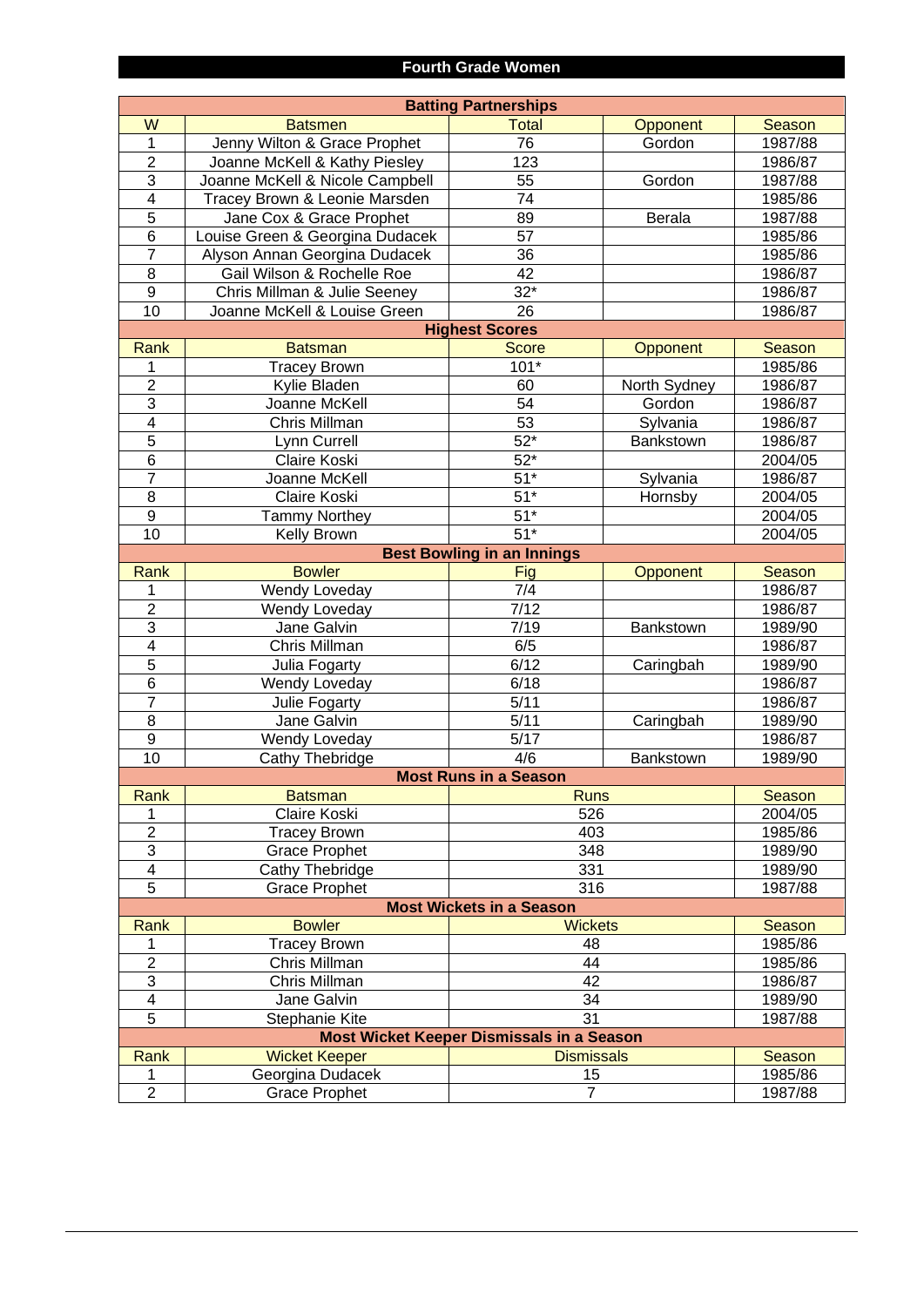## Fourth Grade Women

### Batting Partnerships

| W | Batsmen | Total | Opponent | Season |
|---|---|---|---|---|
| 1 | Jenny Wilton & Grace Prophet | 76 | Gordon | 1987/88 |
| 2 | Joanne McKell & Kathy Piesley | 123 | | 1986/87 |
| 3 | Joanne McKell & Nicole Campbell | 55 | Gordon | 1987/88 |
| 4 | Tracey Brown & Leonie Marsden | 74 | | 1985/86 |
| 5 | Jane Cox & Grace Prophet | 89 | Berala | 1987/88 |
| 6 | Louise Green & Georgina Dudacek | 57 | | 1985/86 |
| 7 | Alyson Annan Georgina Dudacek | 36 | | 1985/86 |
| 8 | Gail Wilson & Rochelle Roe | 42 | | 1986/87 |
| 9 | Chris Millman & Julie Seeney | 32* | | 1986/87 |
| 10 | Joanne McKell & Louise Green | 26 | | 1986/87 |

### Highest Scores

| Rank | Batsman | Score | Opponent | Season |
|---|---|---|---|---|
| 1 | Tracey Brown | 101* | | 1985/86 |
| 2 | Kylie Bladen | 60 | North Sydney | 1986/87 |
| 3 | Joanne McKell | 54 | Gordon | 1986/87 |
| 4 | Chris Millman | 53 | Sylvania | 1986/87 |
| 5 | Lynn Currell | 52* | Bankstown | 1986/87 |
| 6 | Claire Koski | 52* | | 2004/05 |
| 7 | Joanne McKell | 51* | Sylvania | 1986/87 |
| 8 | Claire Koski | 51* | Hornsby | 2004/05 |
| 9 | Tammy Northey | 51* | | 2004/05 |
| 10 | Kelly Brown | 51* | | 2004/05 |

### Best Bowling in an Innings

| Rank | Bowler | Fig | Opponent | Season |
|---|---|---|---|---|
| 1 | Wendy Loveday | 7/4 | | 1986/87 |
| 2 | Wendy Loveday | 7/12 | | 1986/87 |
| 3 | Jane Galvin | 7/19 | Bankstown | 1989/90 |
| 4 | Chris Millman | 6/5 | | 1986/87 |
| 5 | Julia Fogarty | 6/12 | Caringbah | 1989/90 |
| 6 | Wendy Loveday | 6/18 | | 1986/87 |
| 7 | Julie Fogarty | 5/11 | | 1986/87 |
| 8 | Jane Galvin | 5/11 | Caringbah | 1989/90 |
| 9 | Wendy Loveday | 5/17 | | 1986/87 |
| 10 | Cathy Thebridge | 4/6 | Bankstown | 1989/90 |

### Most Runs in a Season

| Rank | Batsman | Runs | Season |
|---|---|---|---|
| 1 | Claire Koski | 526 | 2004/05 |
| 2 | Tracey Brown | 403 | 1985/86 |
| 3 | Grace Prophet | 348 | 1989/90 |
| 4 | Cathy Thebridge | 331 | 1989/90 |
| 5 | Grace Prophet | 316 | 1987/88 |

### Most Wickets in a Season

| Rank | Bowler | Wickets | Season |
|---|---|---|---|
| 1 | Tracey Brown | 48 | 1985/86 |
| 2 | Chris Millman | 44 | 1985/86 |
| 3 | Chris Millman | 42 | 1986/87 |
| 4 | Jane Galvin | 34 | 1989/90 |
| 5 | Stephanie Kite | 31 | 1987/88 |

### Most Wicket Keeper Dismissals in a Season

| Rank | Wicket Keeper | Dismissals | Season |
|---|---|---|---|
| 1 | Georgina Dudacek | 15 | 1985/86 |
| 2 | Grace Prophet | 7 | 1987/88 |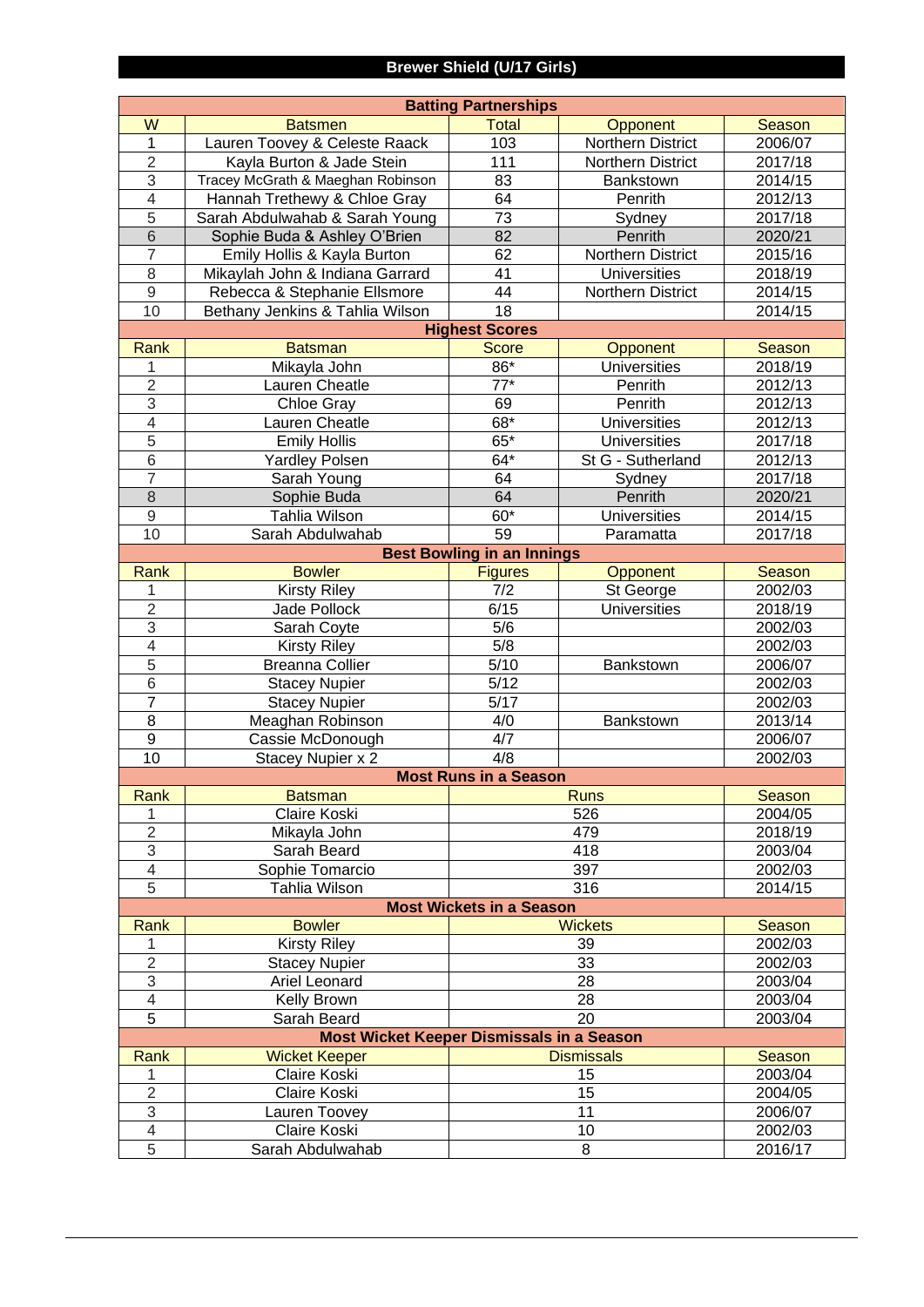# Brewer Shield (U/17 Girls)

## Batting Partnerships

| W | Batsmen | Total | Opponent | Season |
|---|---|---|---|---|
| 1 | Lauren Toovey & Celeste Raack | 103 | Northern District | 2006/07 |
| 2 | Kayla Burton & Jade Stein | 111 | Northern District | 2017/18 |
| 3 | Tracey McGrath & Maeghan Robinson | 83 | Bankstown | 2014/15 |
| 4 | Hannah Trethewy & Chloe Gray | 64 | Penrith | 2012/13 |
| 5 | Sarah Abdulwahab & Sarah Young | 73 | Sydney | 2017/18 |
| 6 | Sophie Buda & Ashley O'Brien | 82 | Penrith | 2020/21 |
| 7 | Emily Hollis & Kayla Burton | 62 | Northern District | 2015/16 |
| 8 | Mikaylah John & Indiana Garrard | 41 | Universities | 2018/19 |
| 9 | Rebecca & Stephanie Ellsmore | 44 | Northern District | 2014/15 |
| 10 | Bethany Jenkins & Tahlia Wilson | 18 | | 2014/15 |

## Highest Scores

| Rank | Batsman | Score | Opponent | Season |
|---|---|---|---|---|
| 1 | Mikayla John | 86* | Universities | 2018/19 |
| 2 | Lauren Cheatle | 77* | Penrith | 2012/13 |
| 3 | Chloe Gray | 69 | Penrith | 2012/13 |
| 4 | Lauren Cheatle | 68* | Universities | 2012/13 |
| 5 | Emily Hollis | 65* | Universities | 2017/18 |
| 6 | Yardley Polsen | 64* | St G - Sutherland | 2012/13 |
| 7 | Sarah Young | 64 | Sydney | 2017/18 |
| 8 | Sophie Buda | 64 | Penrith | 2020/21 |
| 9 | Tahlia Wilson | 60* | Universities | 2014/15 |
| 10 | Sarah Abdulwahab | 59 | Paramatta | 2017/18 |

## Best Bowling in an Innings

| Rank | Bowler | Figures | Opponent | Season |
|---|---|---|---|---|
| 1 | Kirsty Riley | 7/2 | St George | 2002/03 |
| 2 | Jade Pollock | 6/15 | Universities | 2018/19 |
| 3 | Sarah Coyte | 5/6 | | 2002/03 |
| 4 | Kirsty Riley | 5/8 | | 2002/03 |
| 5 | Breanna Collier | 5/10 | Bankstown | 2006/07 |
| 6 | Stacey Nupier | 5/12 | | 2002/03 |
| 7 | Stacey Nupier | 5/17 | | 2002/03 |
| 8 | Meaghan Robinson | 4/0 | Bankstown | 2013/14 |
| 9 | Cassie McDonough | 4/7 | | 2006/07 |
| 10 | Stacey Nupier x 2 | 4/8 | | 2002/03 |

## Most Runs in a Season

| Rank | Batsman | Runs | Season |
|---|---|---|---|
| 1 | Claire Koski | 526 | 2004/05 |
| 2 | Mikayla John | 479 | 2018/19 |
| 3 | Sarah Beard | 418 | 2003/04 |
| 4 | Sophie Tomarcio | 397 | 2002/03 |
| 5 | Tahlia Wilson | 316 | 2014/15 |

## Most Wickets in a Season

| Rank | Bowler | Wickets | Season |
|---|---|---|---|
| 1 | Kirsty Riley | 39 | 2002/03 |
| 2 | Stacey Nupier | 33 | 2002/03 |
| 3 | Ariel Leonard | 28 | 2003/04 |
| 4 | Kelly Brown | 28 | 2003/04 |
| 5 | Sarah Beard | 20 | 2003/04 |

## Most Wicket Keeper Dismissals in a Season

| Rank | Wicket Keeper | Dismissals | Season |
|---|---|---|---|
| 1 | Claire Koski | 15 | 2003/04 |
| 2 | Claire Koski | 15 | 2004/05 |
| 3 | Lauren Toovey | 11 | 2006/07 |
| 4 | Claire Koski | 10 | 2002/03 |
| 5 | Sarah Abdulwahab | 8 | 2016/17 |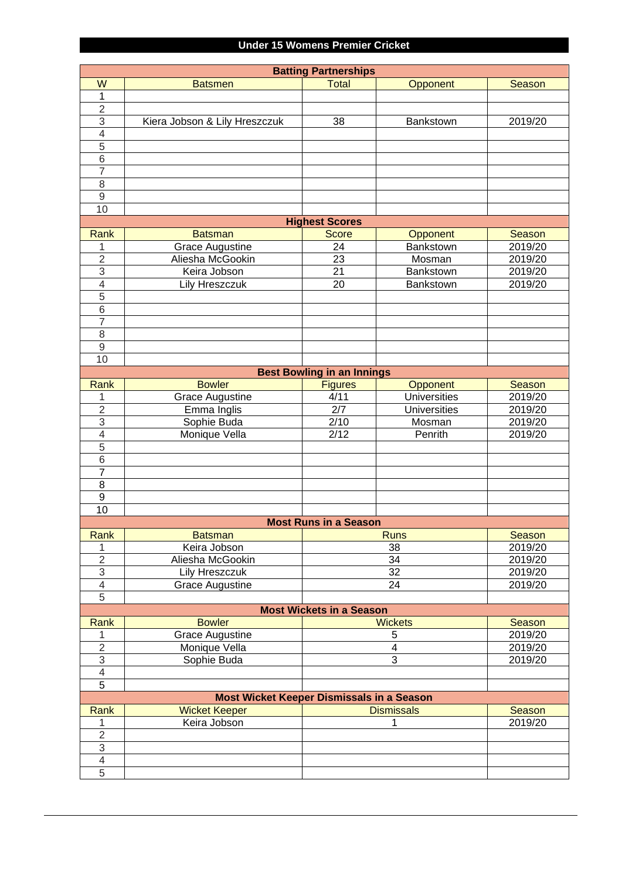## Under 15 Womens Premier Cricket

### Batting Partnerships

| W | Batsmen | Total | Opponent | Season |
|---|---|---|---|---|
| 1 | | | | |
| 2 | | | | |
| 3 | Kiera Jobson & Lily Hreszczuk | 38 | Bankstown | 2019/20 |
| 4 | | | | |
| 5 | | | | |
| 6 | | | | |
| 7 | | | | |
| 8 | | | | |
| 9 | | | | |
| 10 | | | | |

### Highest Scores

| Rank | Batsman | Score | Opponent | Season |
|---|---|---|---|---|
| 1 | Grace Augustine | 24 | Bankstown | 2019/20 |
| 2 | Aliesha McGookin | 23 | Mosman | 2019/20 |
| 3 | Keira Jobson | 21 | Bankstown | 2019/20 |
| 4 | Lily Hreszczuk | 20 | Bankstown | 2019/20 |
| 5 | | | | |
| 6 | | | | |
| 7 | | | | |
| 8 | | | | |
| 9 | | | | |
| 10 | | | | |

### Best Bowling in an Innings

| Rank | Bowler | Figures | Opponent | Season |
|---|---|---|---|---|
| 1 | Grace Augustine | 4/11 | Universities | 2019/20 |
| 2 | Emma Inglis | 2/7 | Universities | 2019/20 |
| 3 | Sophie Buda | 2/10 | Mosman | 2019/20 |
| 4 | Monique Vella | 2/12 | Penrith | 2019/20 |
| 5 | | | | |
| 6 | | | | |
| 7 | | | | |
| 8 | | | | |
| 9 | | | | |
| 10 | | | | |

### Most Runs in a Season

| Rank | Batsman | Runs | Season |
|---|---|---|---|
| 1 | Keira Jobson | 38 | 2019/20 |
| 2 | Aliesha McGookin | 34 | 2019/20 |
| 3 | Lily Hreszczuk | 32 | 2019/20 |
| 4 | Grace Augustine | 24 | 2019/20 |
| 5 | | | |

### Most Wickets in a Season

| Rank | Bowler | Wickets | Season |
|---|---|---|---|
| 1 | Grace Augustine | 5 | 2019/20 |
| 2 | Monique Vella | 4 | 2019/20 |
| 3 | Sophie Buda | 3 | 2019/20 |
| 4 | | | |
| 5 | | | |

### Most Wicket Keeper Dismissals in a Season

| Rank | Wicket Keeper | Dismissals | Season |
|---|---|---|---|
| 1 | Keira Jobson | 1 | 2019/20 |
| 2 | | | |
| 3 | | | |
| 4 | | | |
| 5 | | | |